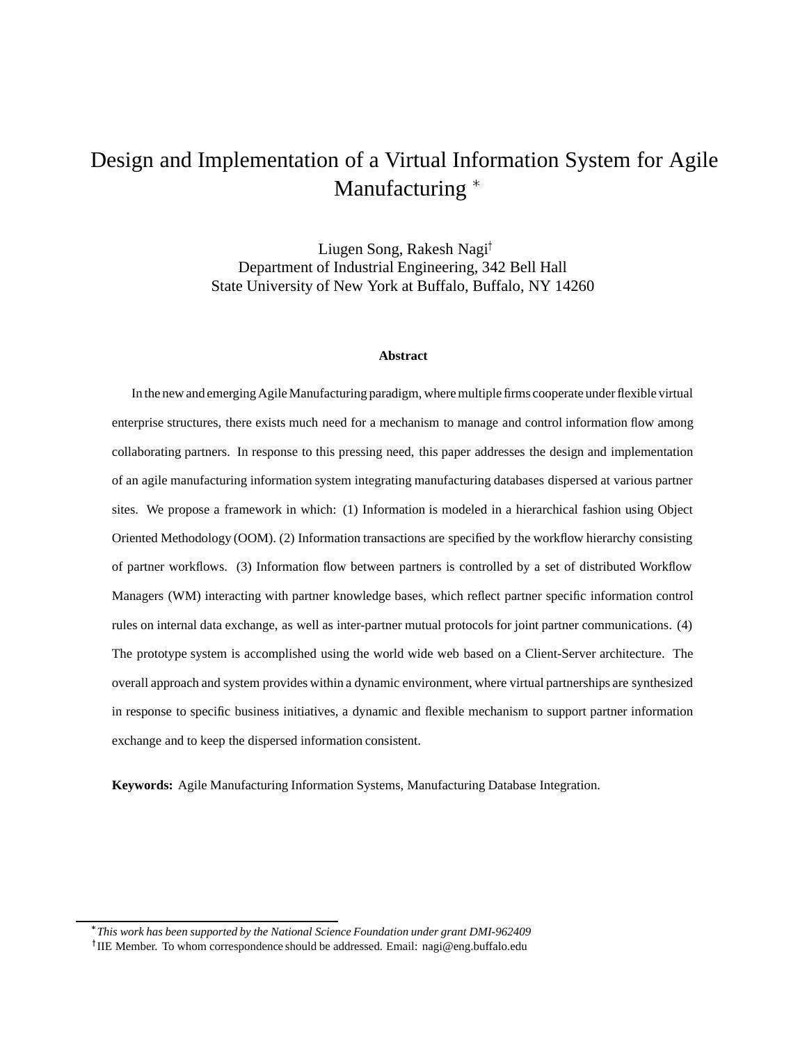# Design and Implementation of a Virtual Information System for Agile Manufacturing *

Liugen Song, Rakesh Nagi†
Department of Industrial Engineering, 342 Bell Hall
State University of New York at Buffalo, Buffalo, NY 14260

**Abstract**

In the new and emerging Agile Manufacturing paradigm, where multiple firms cooperate under flexible virtual enterprise structures, there exists much need for a mechanism to manage and control information flow among collaborating partners. In response to this pressing need, this paper addresses the design and implementation of an agile manufacturing information system integrating manufacturing databases dispersed at various partner sites. We propose a framework in which: (1) Information is modeled in a hierarchical fashion using Object Oriented Methodology (OOM). (2) Information transactions are specified by the workflow hierarchy consisting of partner workflows. (3) Information flow between partners is controlled by a set of distributed Workflow Managers (WM) interacting with partner knowledge bases, which reflect partner specific information control rules on internal data exchange, as well as inter-partner mutual protocols for joint partner communications. (4) The prototype system is accomplished using the world wide web based on a Client-Server architecture. The overall approach and system provides within a dynamic environment, where virtual partnerships are synthesized in response to specific business initiatives, a dynamic and flexible mechanism to support partner information exchange and to keep the dispersed information consistent.

**Keywords:** Agile Manufacturing Information Systems, Manufacturing Database Integration.

---

* *This work has been supported by the National Science Foundation under grant DMI-962409*

† IIE Member. To whom correspondence should be addressed. Email: nagi@eng.buffalo.edu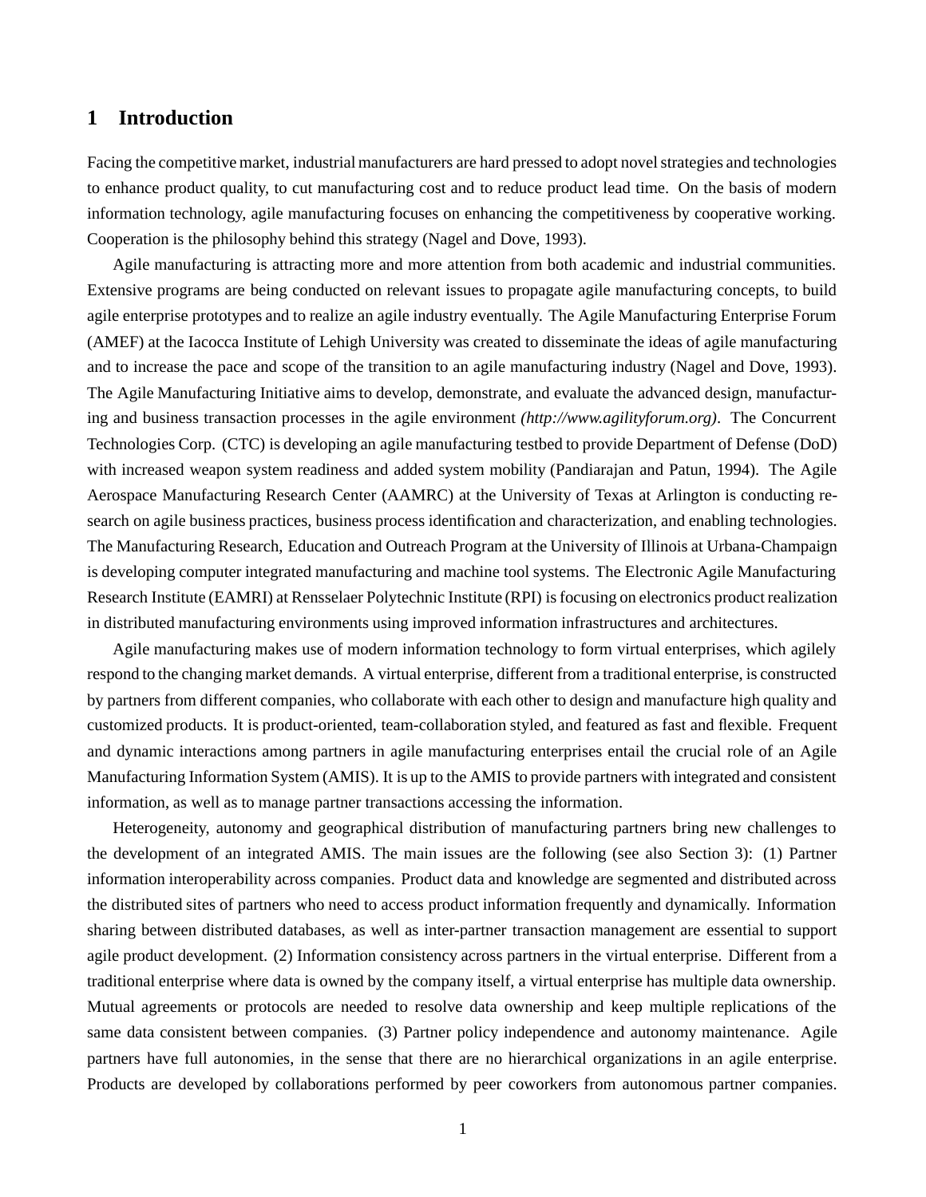# 1 Introduction

Facing the competitive market, industrial manufacturers are hard pressed to adopt novel strategies and technologies to enhance product quality, to cut manufacturing cost and to reduce product lead time. On the basis of modern information technology, agile manufacturing focuses on enhancing the competitiveness by cooperative working. Cooperation is the philosophy behind this strategy (Nagel and Dove, 1993).

Agile manufacturing is attracting more and more attention from both academic and industrial communities. Extensive programs are being conducted on relevant issues to propagate agile manufacturing concepts, to build agile enterprise prototypes and to realize an agile industry eventually. The Agile Manufacturing Enterprise Forum (AMEF) at the Iacocca Institute of Lehigh University was created to disseminate the ideas of agile manufacturing and to increase the pace and scope of the transition to an agile manufacturing industry (Nagel and Dove, 1993). The Agile Manufacturing Initiative aims to develop, demonstrate, and evaluate the advanced design, manufacturing and business transaction processes in the agile environment *(http://www.agilityforum.org)*. The Concurrent Technologies Corp. (CTC) is developing an agile manufacturing testbed to provide Department of Defense (DoD) with increased weapon system readiness and added system mobility (Pandiarajan and Patun, 1994). The Agile Aerospace Manufacturing Research Center (AAMRC) at the University of Texas at Arlington is conducting research on agile business practices, business process identification and characterization, and enabling technologies. The Manufacturing Research, Education and Outreach Program at the University of Illinois at Urbana-Champaign is developing computer integrated manufacturing and machine tool systems. The Electronic Agile Manufacturing Research Institute (EAMRI) at Rensselaer Polytechnic Institute (RPI) is focusing on electronics product realization in distributed manufacturing environments using improved information infrastructures and architectures.

Agile manufacturing makes use of modern information technology to form virtual enterprises, which agilely respond to the changing market demands. A virtual enterprise, different from a traditional enterprise, is constructed by partners from different companies, who collaborate with each other to design and manufacture high quality and customized products. It is product-oriented, team-collaboration styled, and featured as fast and flexible. Frequent and dynamic interactions among partners in agile manufacturing enterprises entail the crucial role of an Agile Manufacturing Information System (AMIS). It is up to the AMIS to provide partners with integrated and consistent information, as well as to manage partner transactions accessing the information.

Heterogeneity, autonomy and geographical distribution of manufacturing partners bring new challenges to the development of an integrated AMIS. The main issues are the following (see also Section 3): (1) Partner information interoperability across companies. Product data and knowledge are segmented and distributed across the distributed sites of partners who need to access product information frequently and dynamically. Information sharing between distributed databases, as well as inter-partner transaction management are essential to support agile product development. (2) Information consistency across partners in the virtual enterprise. Different from a traditional enterprise where data is owned by the company itself, a virtual enterprise has multiple data ownership. Mutual agreements or protocols are needed to resolve data ownership and keep multiple replications of the same data consistent between companies. (3) Partner policy independence and autonomy maintenance. Agile partners have full autonomies, in the sense that there are no hierarchical organizations in an agile enterprise. Products are developed by collaborations performed by peer coworkers from autonomous partner companies.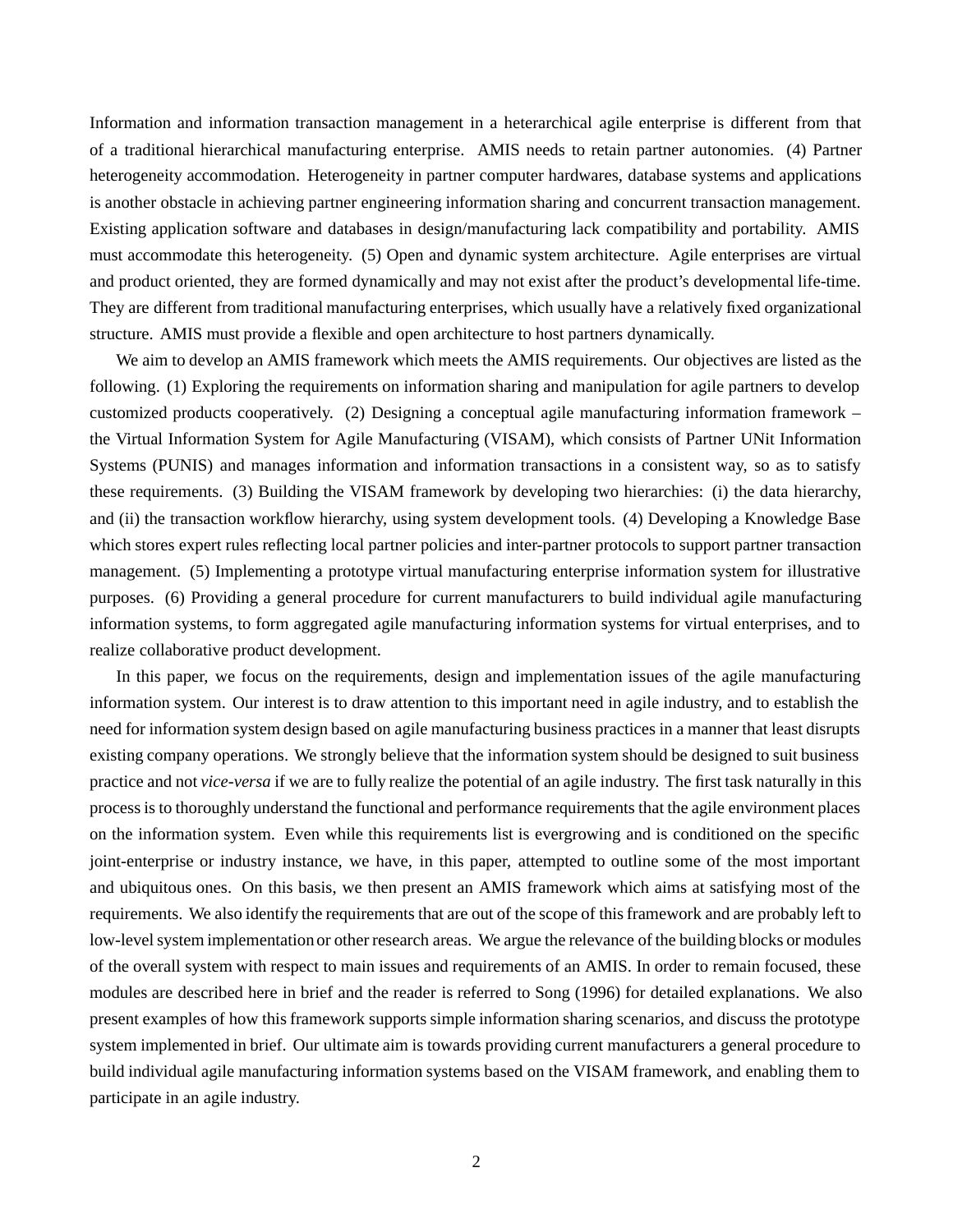Information and information transaction management in a heterarchical agile enterprise is different from that of a traditional hierarchical manufacturing enterprise. AMIS needs to retain partner autonomies. (4) Partner heterogeneity accommodation. Heterogeneity in partner computer hardwares, database systems and applications is another obstacle in achieving partner engineering information sharing and concurrent transaction management. Existing application software and databases in design/manufacturing lack compatibility and portability. AMIS must accommodate this heterogeneity. (5) Open and dynamic system architecture. Agile enterprises are virtual and product oriented, they are formed dynamically and may not exist after the product's developmental life-time. They are different from traditional manufacturing enterprises, which usually have a relatively fixed organizational structure. AMIS must provide a flexible and open architecture to host partners dynamically.

We aim to develop an AMIS framework which meets the AMIS requirements. Our objectives are listed as the following. (1) Exploring the requirements on information sharing and manipulation for agile partners to develop customized products cooperatively. (2) Designing a conceptual agile manufacturing information framework – the Virtual Information System for Agile Manufacturing (VISAM), which consists of Partner UNit Information Systems (PUNIS) and manages information and information transactions in a consistent way, so as to satisfy these requirements. (3) Building the VISAM framework by developing two hierarchies: (i) the data hierarchy, and (ii) the transaction workflow hierarchy, using system development tools. (4) Developing a Knowledge Base which stores expert rules reflecting local partner policies and inter-partner protocols to support partner transaction management. (5) Implementing a prototype virtual manufacturing enterprise information system for illustrative purposes. (6) Providing a general procedure for current manufacturers to build individual agile manufacturing information systems, to form aggregated agile manufacturing information systems for virtual enterprises, and to realize collaborative product development.

In this paper, we focus on the requirements, design and implementation issues of the agile manufacturing information system. Our interest is to draw attention to this important need in agile industry, and to establish the need for information system design based on agile manufacturing business practices in a manner that least disrupts existing company operations. We strongly believe that the information system should be designed to suit business practice and not *vice-versa* if we are to fully realize the potential of an agile industry. The first task naturally in this process is to thoroughly understand the functional and performance requirements that the agile environment places on the information system. Even while this requirements list is evergrowing and is conditioned on the specific joint-enterprise or industry instance, we have, in this paper, attempted to outline some of the most important and ubiquitous ones. On this basis, we then present an AMIS framework which aims at satisfying most of the requirements. We also identify the requirements that are out of the scope of this framework and are probably left to low-level system implementation or other research areas. We argue the relevance of the building blocks or modules of the overall system with respect to main issues and requirements of an AMIS. In order to remain focused, these modules are described here in brief and the reader is referred to Song (1996) for detailed explanations. We also present examples of how this framework supports simple information sharing scenarios, and discuss the prototype system implemented in brief. Our ultimate aim is towards providing current manufacturers a general procedure to build individual agile manufacturing information systems based on the VISAM framework, and enabling them to participate in an agile industry.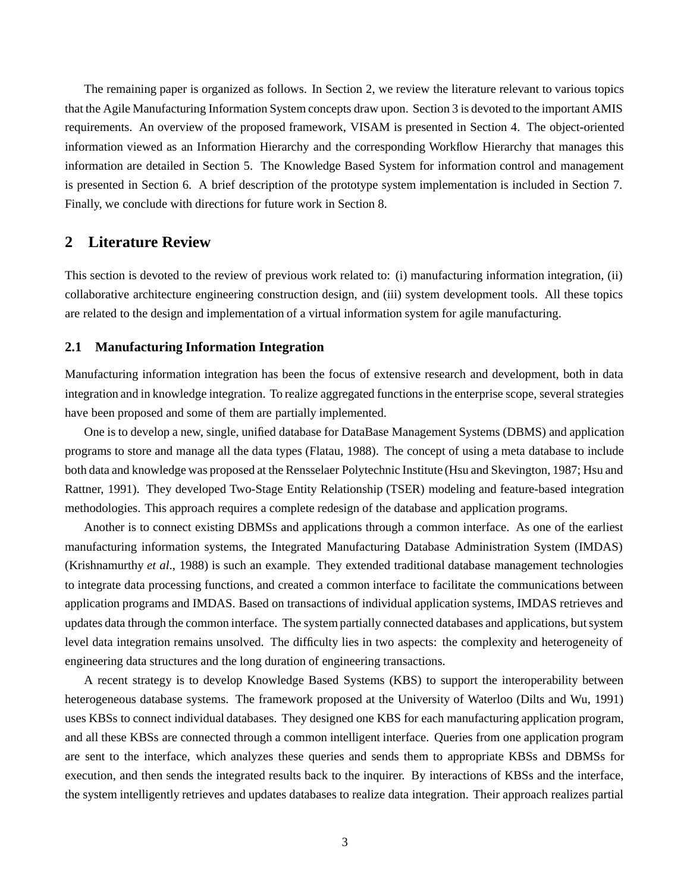The remaining paper is organized as follows. In Section 2, we review the literature relevant to various topics that the Agile Manufacturing Information System concepts draw upon. Section 3 is devoted to the important AMIS requirements. An overview of the proposed framework, VISAM is presented in Section 4. The object-oriented information viewed as an Information Hierarchy and the corresponding Workflow Hierarchy that manages this information are detailed in Section 5. The Knowledge Based System for information control and management is presented in Section 6. A brief description of the prototype system implementation is included in Section 7. Finally, we conclude with directions for future work in Section 8.

## 2 Literature Review

This section is devoted to the review of previous work related to: (i) manufacturing information integration, (ii) collaborative architecture engineering construction design, and (iii) system development tools. All these topics are related to the design and implementation of a virtual information system for agile manufacturing.

### 2.1 Manufacturing Information Integration

Manufacturing information integration has been the focus of extensive research and development, both in data integration and in knowledge integration. To realize aggregated functions in the enterprise scope, several strategies have been proposed and some of them are partially implemented.

One is to develop a new, single, unified database for DataBase Management Systems (DBMS) and application programs to store and manage all the data types (Flatau, 1988). The concept of using a meta database to include both data and knowledge was proposed at the Rensselaer Polytechnic Institute (Hsu and Skevington, 1987; Hsu and Rattner, 1991). They developed Two-Stage Entity Relationship (TSER) modeling and feature-based integration methodologies. This approach requires a complete redesign of the database and application programs.

Another is to connect existing DBMSs and applications through a common interface. As one of the earliest manufacturing information systems, the Integrated Manufacturing Database Administration System (IMDAS) (Krishnamurthy *et al*., 1988) is such an example. They extended traditional database management technologies to integrate data processing functions, and created a common interface to facilitate the communications between application programs and IMDAS. Based on transactions of individual application systems, IMDAS retrieves and updates data through the common interface. The system partially connected databases and applications, but system level data integration remains unsolved. The difficulty lies in two aspects: the complexity and heterogeneity of engineering data structures and the long duration of engineering transactions.

A recent strategy is to develop Knowledge Based Systems (KBS) to support the interoperability between heterogeneous database systems. The framework proposed at the University of Waterloo (Dilts and Wu, 1991) uses KBSs to connect individual databases. They designed one KBS for each manufacturing application program, and all these KBSs are connected through a common intelligent interface. Queries from one application program are sent to the interface, which analyzes these queries and sends them to appropriate KBSs and DBMSs for execution, and then sends the integrated results back to the inquirer. By interactions of KBSs and the interface, the system intelligently retrieves and updates databases to realize data integration. Their approach realizes partial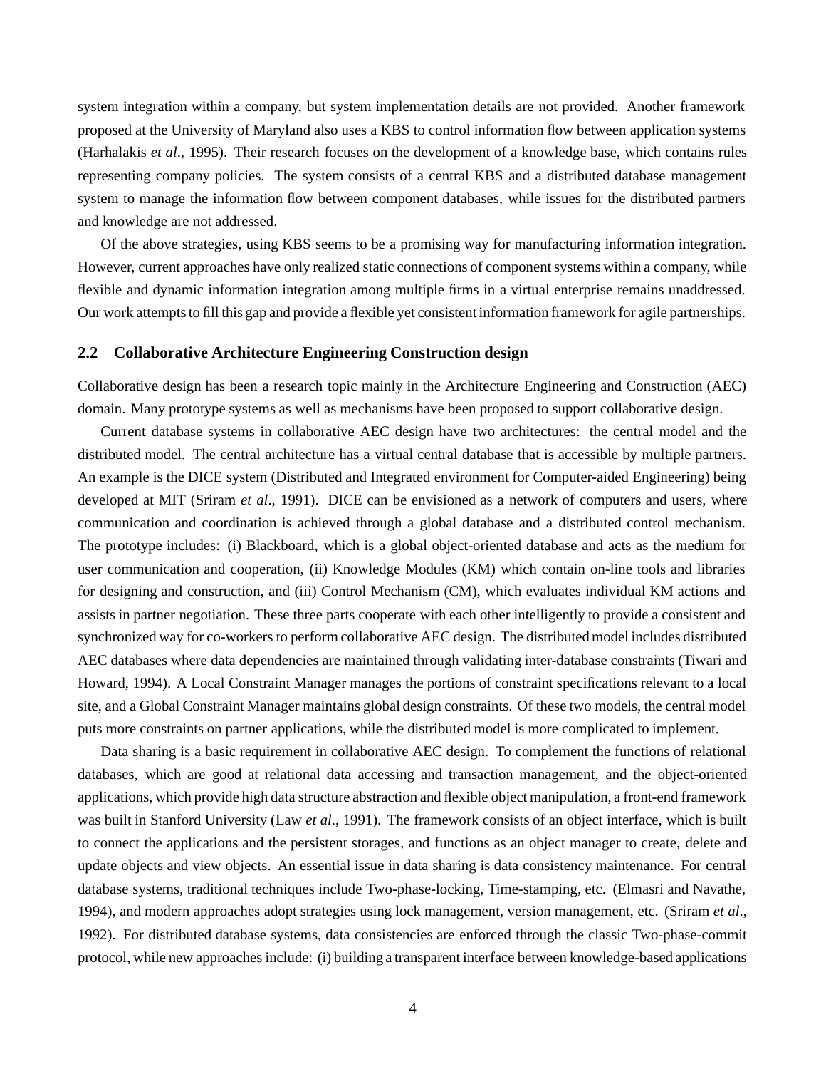system integration within a company, but system implementation details are not provided. Another framework proposed at the University of Maryland also uses a KBS to control information flow between application systems (Harhalakis *et al*., 1995). Their research focuses on the development of a knowledge base, which contains rules representing company policies. The system consists of a central KBS and a distributed database management system to manage the information flow between component databases, while issues for the distributed partners and knowledge are not addressed.

Of the above strategies, using KBS seems to be a promising way for manufacturing information integration. However, current approaches have only realized static connections of component systems within a company, while flexible and dynamic information integration among multiple firms in a virtual enterprise remains unaddressed. Our work attempts to fill this gap and provide a flexible yet consistent information framework for agile partnerships.

## 2.2 Collaborative Architecture Engineering Construction design

Collaborative design has been a research topic mainly in the Architecture Engineering and Construction (AEC) domain. Many prototype systems as well as mechanisms have been proposed to support collaborative design.

Current database systems in collaborative AEC design have two architectures: the central model and the distributed model. The central architecture has a virtual central database that is accessible by multiple partners. An example is the DICE system (Distributed and Integrated environment for Computer-aided Engineering) being developed at MIT (Sriram *et al*., 1991). DICE can be envisioned as a network of computers and users, where communication and coordination is achieved through a global database and a distributed control mechanism. The prototype includes: (i) Blackboard, which is a global object-oriented database and acts as the medium for user communication and cooperation, (ii) Knowledge Modules (KM) which contain on-line tools and libraries for designing and construction, and (iii) Control Mechanism (CM), which evaluates individual KM actions and assists in partner negotiation. These three parts cooperate with each other intelligently to provide a consistent and synchronized way for co-workers to perform collaborative AEC design. The distributed model includes distributed AEC databases where data dependencies are maintained through validating inter-database constraints (Tiwari and Howard, 1994). A Local Constraint Manager manages the portions of constraint specifications relevant to a local site, and a Global Constraint Manager maintains global design constraints. Of these two models, the central model puts more constraints on partner applications, while the distributed model is more complicated to implement.

Data sharing is a basic requirement in collaborative AEC design. To complement the functions of relational databases, which are good at relational data accessing and transaction management, and the object-oriented applications, which provide high data structure abstraction and flexible object manipulation, a front-end framework was built in Stanford University (Law *et al*., 1991). The framework consists of an object interface, which is built to connect the applications and the persistent storages, and functions as an object manager to create, delete and update objects and view objects. An essential issue in data sharing is data consistency maintenance. For central database systems, traditional techniques include Two-phase-locking, Time-stamping, etc. (Elmasri and Navathe, 1994), and modern approaches adopt strategies using lock management, version management, etc. (Sriram *et al*., 1992). For distributed database systems, data consistencies are enforced through the classic Two-phase-commit protocol, while new approaches include: (i) building a transparent interface between knowledge-based applications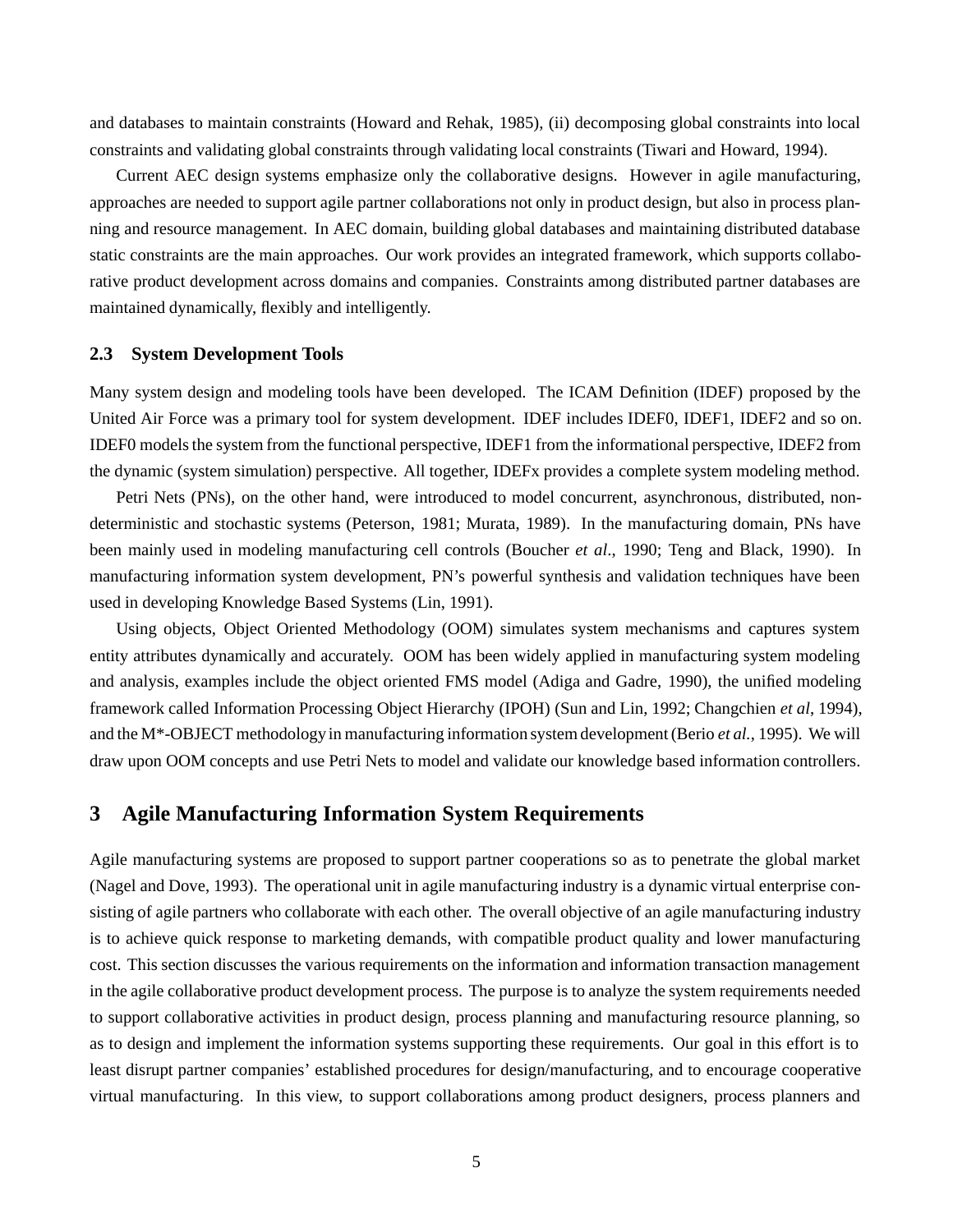and databases to maintain constraints (Howard and Rehak, 1985), (ii) decomposing global constraints into local constraints and validating global constraints through validating local constraints (Tiwari and Howard, 1994).

Current AEC design systems emphasize only the collaborative designs. However in agile manufacturing, approaches are needed to support agile partner collaborations not only in product design, but also in process planning and resource management. In AEC domain, building global databases and maintaining distributed database static constraints are the main approaches. Our work provides an integrated framework, which supports collaborative product development across domains and companies. Constraints among distributed partner databases are maintained dynamically, flexibly and intelligently.

### 2.3 System Development Tools

Many system design and modeling tools have been developed. The ICAM Definition (IDEF) proposed by the United Air Force was a primary tool for system development. IDEF includes IDEF0, IDEF1, IDEF2 and so on. IDEF0 models the system from the functional perspective, IDEF1 from the informational perspective, IDEF2 from the dynamic (system simulation) perspective. All together, IDEFx provides a complete system modeling method.

Petri Nets (PNs), on the other hand, were introduced to model concurrent, asynchronous, distributed, nondeterministic and stochastic systems (Peterson, 1981; Murata, 1989). In the manufacturing domain, PNs have been mainly used in modeling manufacturing cell controls (Boucher *et al*., 1990; Teng and Black, 1990). In manufacturing information system development, PN's powerful synthesis and validation techniques have been used in developing Knowledge Based Systems (Lin, 1991).

Using objects, Object Oriented Methodology (OOM) simulates system mechanisms and captures system entity attributes dynamically and accurately. OOM has been widely applied in manufacturing system modeling and analysis, examples include the object oriented FMS model (Adiga and Gadre, 1990), the unified modeling framework called Information Processing Object Hierarchy (IPOH) (Sun and Lin, 1992; Changchien *et al*, 1994), and the M*-OBJECT methodology in manufacturing information system development (Berio *et al.*, 1995). We will draw upon OOM concepts and use Petri Nets to model and validate our knowledge based information controllers.

## 3 Agile Manufacturing Information System Requirements

Agile manufacturing systems are proposed to support partner cooperations so as to penetrate the global market (Nagel and Dove, 1993). The operational unit in agile manufacturing industry is a dynamic virtual enterprise consisting of agile partners who collaborate with each other. The overall objective of an agile manufacturing industry is to achieve quick response to marketing demands, with compatible product quality and lower manufacturing cost. This section discusses the various requirements on the information and information transaction management in the agile collaborative product development process. The purpose is to analyze the system requirements needed to support collaborative activities in product design, process planning and manufacturing resource planning, so as to design and implement the information systems supporting these requirements. Our goal in this effort is to least disrupt partner companies' established procedures for design/manufacturing, and to encourage cooperative virtual manufacturing. In this view, to support collaborations among product designers, process planners and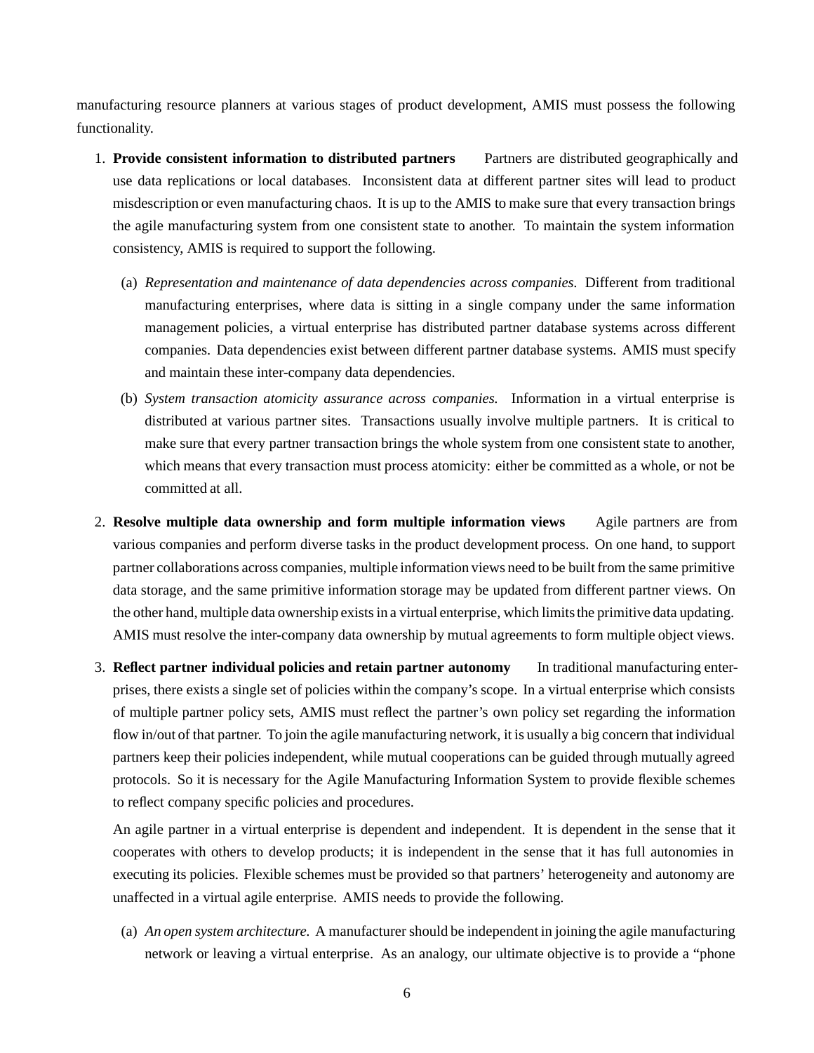manufacturing resource planners at various stages of product development, AMIS must possess the following functionality.

1. **Provide consistent information to distributed partners** Partners are distributed geographically and use data replications or local databases. Inconsistent data at different partner sites will lead to product misdescription or even manufacturing chaos. It is up to the AMIS to make sure that every transaction brings the agile manufacturing system from one consistent state to another. To maintain the system information consistency, AMIS is required to support the following.

   (a) *Representation and maintenance of data dependencies across companies.* Different from traditional manufacturing enterprises, where data is sitting in a single company under the same information management policies, a virtual enterprise has distributed partner database systems across different companies. Data dependencies exist between different partner database systems. AMIS must specify and maintain these inter-company data dependencies.

   (b) *System transaction atomicity assurance across companies.* Information in a virtual enterprise is distributed at various partner sites. Transactions usually involve multiple partners. It is critical to make sure that every partner transaction brings the whole system from one consistent state to another, which means that every transaction must process atomicity: either be committed as a whole, or not be committed at all.

2. **Resolve multiple data ownership and form multiple information views** Agile partners are from various companies and perform diverse tasks in the product development process. On one hand, to support partner collaborations across companies, multiple information views need to be built from the same primitive data storage, and the same primitive information storage may be updated from different partner views. On the other hand, multiple data ownership exists in a virtual enterprise, which limits the primitive data updating. AMIS must resolve the inter-company data ownership by mutual agreements to form multiple object views.

3. **Reflect partner individual policies and retain partner autonomy** In traditional manufacturing enterprises, there exists a single set of policies within the company's scope. In a virtual enterprise which consists of multiple partner policy sets, AMIS must reflect the partner's own policy set regarding the information flow in/out of that partner. To join the agile manufacturing network, it is usually a big concern that individual partners keep their policies independent, while mutual cooperations can be guided through mutually agreed protocols. So it is necessary for the Agile Manufacturing Information System to provide flexible schemes to reflect company specific policies and procedures.

   An agile partner in a virtual enterprise is dependent and independent. It is dependent in the sense that it cooperates with others to develop products; it is independent in the sense that it has full autonomies in executing its policies. Flexible schemes must be provided so that partners' heterogeneity and autonomy are unaffected in a virtual agile enterprise. AMIS needs to provide the following.

   (a) *An open system architecture.* A manufacturer should be independent in joining the agile manufacturing network or leaving a virtual enterprise. As an analogy, our ultimate objective is to provide a "phone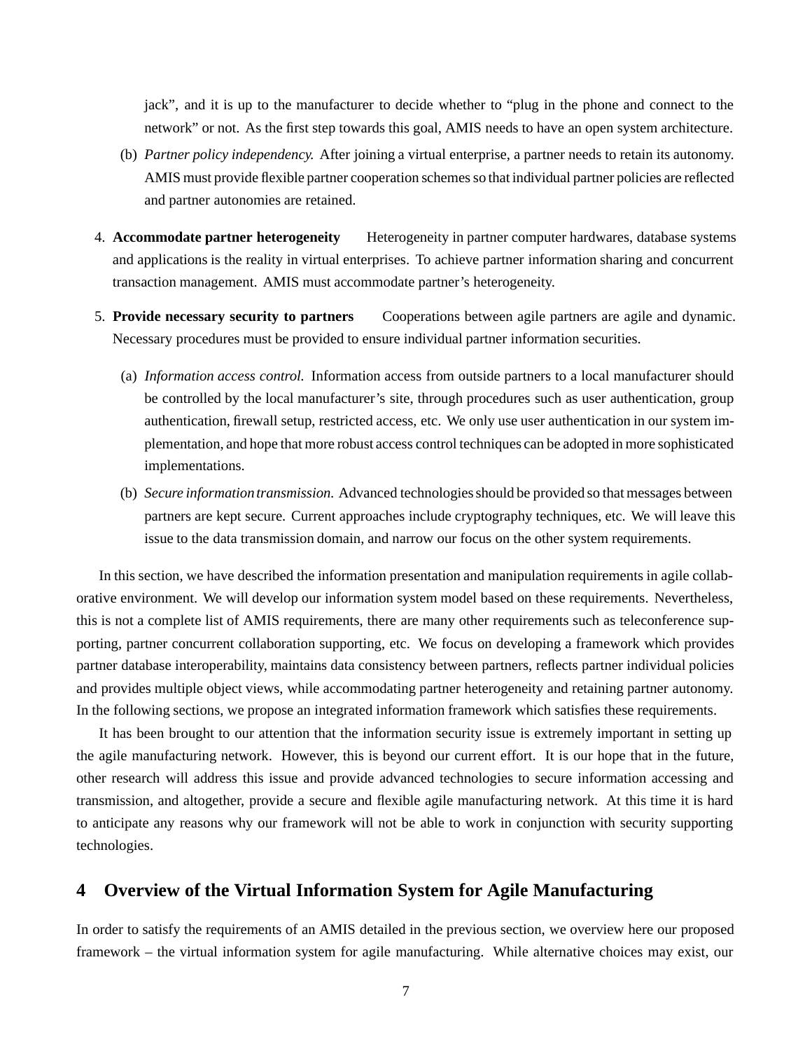jack", and it is up to the manufacturer to decide whether to "plug in the phone and connect to the network" or not. As the first step towards this goal, AMIS needs to have an open system architecture.

   (b) *Partner policy independency.* After joining a virtual enterprise, a partner needs to retain its autonomy. AMIS must provide flexible partner cooperation schemes so that individual partner policies are reflected and partner autonomies are retained.

4. **Accommodate partner heterogeneity** Heterogeneity in partner computer hardwares, database systems and applications is the reality in virtual enterprises. To achieve partner information sharing and concurrent transaction management. AMIS must accommodate partner's heterogeneity.

5. **Provide necessary security to partners** Cooperations between agile partners are agile and dynamic. Necessary procedures must be provided to ensure individual partner information securities.

   (a) *Information access control.* Information access from outside partners to a local manufacturer should be controlled by the local manufacturer's site, through procedures such as user authentication, group authentication, firewall setup, restricted access, etc. We only use user authentication in our system implementation, and hope that more robust access control techniques can be adopted in more sophisticated implementations.

   (b) *Secure information transmission.* Advanced technologies should be provided so that messages between partners are kept secure. Current approaches include cryptography techniques, etc. We will leave this issue to the data transmission domain, and narrow our focus on the other system requirements.

In this section, we have described the information presentation and manipulation requirements in agile collaborative environment. We will develop our information system model based on these requirements. Nevertheless, this is not a complete list of AMIS requirements, there are many other requirements such as teleconference supporting, partner concurrent collaboration supporting, etc. We focus on developing a framework which provides partner database interoperability, maintains data consistency between partners, reflects partner individual policies and provides multiple object views, while accommodating partner heterogeneity and retaining partner autonomy. In the following sections, we propose an integrated information framework which satisfies these requirements.

It has been brought to our attention that the information security issue is extremely important in setting up the agile manufacturing network. However, this is beyond our current effort. It is our hope that in the future, other research will address this issue and provide advanced technologies to secure information accessing and transmission, and altogether, provide a secure and flexible agile manufacturing network. At this time it is hard to anticipate any reasons why our framework will not be able to work in conjunction with security supporting technologies.

## 4 Overview of the Virtual Information System for Agile Manufacturing

In order to satisfy the requirements of an AMIS detailed in the previous section, we overview here our proposed framework – the virtual information system for agile manufacturing. While alternative choices may exist, our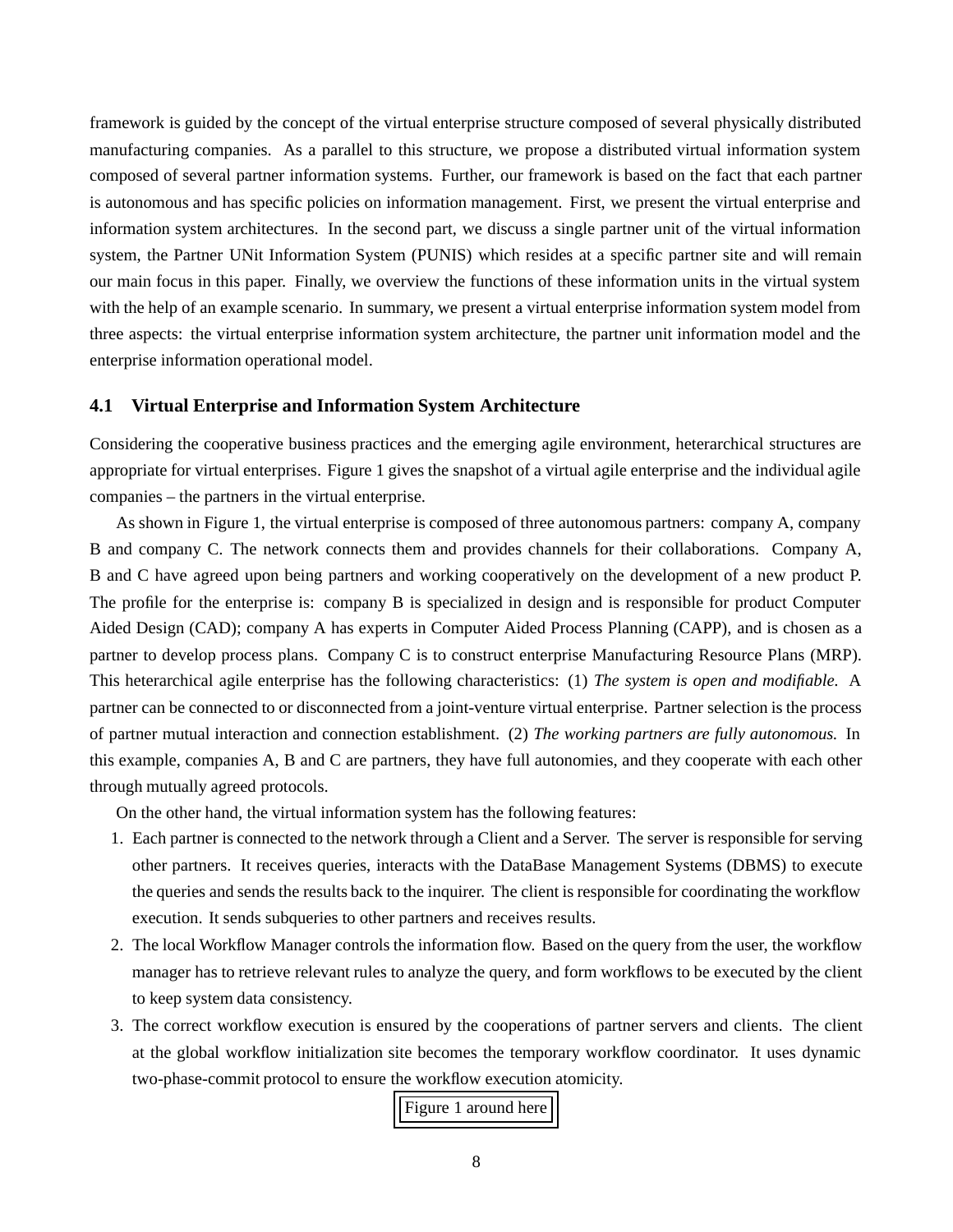framework is guided by the concept of the virtual enterprise structure composed of several physically distributed manufacturing companies. As a parallel to this structure, we propose a distributed virtual information system composed of several partner information systems. Further, our framework is based on the fact that each partner is autonomous and has specific policies on information management. First, we present the virtual enterprise and information system architectures. In the second part, we discuss a single partner unit of the virtual information system, the Partner UNit Information System (PUNIS) which resides at a specific partner site and will remain our main focus in this paper. Finally, we overview the functions of these information units in the virtual system with the help of an example scenario. In summary, we present a virtual enterprise information system model from three aspects: the virtual enterprise information system architecture, the partner unit information model and the enterprise information operational model.

### 4.1 Virtual Enterprise and Information System Architecture

Considering the cooperative business practices and the emerging agile environment, heterarchical structures are appropriate for virtual enterprises. Figure 1 gives the snapshot of a virtual agile enterprise and the individual agile companies – the partners in the virtual enterprise.

As shown in Figure 1, the virtual enterprise is composed of three autonomous partners: company A, company B and company C. The network connects them and provides channels for their collaborations. Company A, B and C have agreed upon being partners and working cooperatively on the development of a new product P. The profile for the enterprise is: company B is specialized in design and is responsible for product Computer Aided Design (CAD); company A has experts in Computer Aided Process Planning (CAPP), and is chosen as a partner to develop process plans. Company C is to construct enterprise Manufacturing Resource Plans (MRP). This heterarchical agile enterprise has the following characteristics: (1) *The system is open and modifiable.* A partner can be connected to or disconnected from a joint-venture virtual enterprise. Partner selection is the process of partner mutual interaction and connection establishment. (2) *The working partners are fully autonomous.* In this example, companies A, B and C are partners, they have full autonomies, and they cooperate with each other through mutually agreed protocols.

On the other hand, the virtual information system has the following features:

1. Each partner is connected to the network through a Client and a Server. The server is responsible for serving other partners. It receives queries, interacts with the DataBase Management Systems (DBMS) to execute the queries and sends the results back to the inquirer. The client is responsible for coordinating the workflow execution. It sends subqueries to other partners and receives results.
2. The local Workflow Manager controls the information flow. Based on the query from the user, the workflow manager has to retrieve relevant rules to analyze the query, and form workflows to be executed by the client to keep system data consistency.
3. The correct workflow execution is ensured by the cooperations of partner servers and clients. The client at the global workflow initialization site becomes the temporary workflow coordinator. It uses dynamic two-phase-commit protocol to ensure the workflow execution atomicity.

Figure 1 around here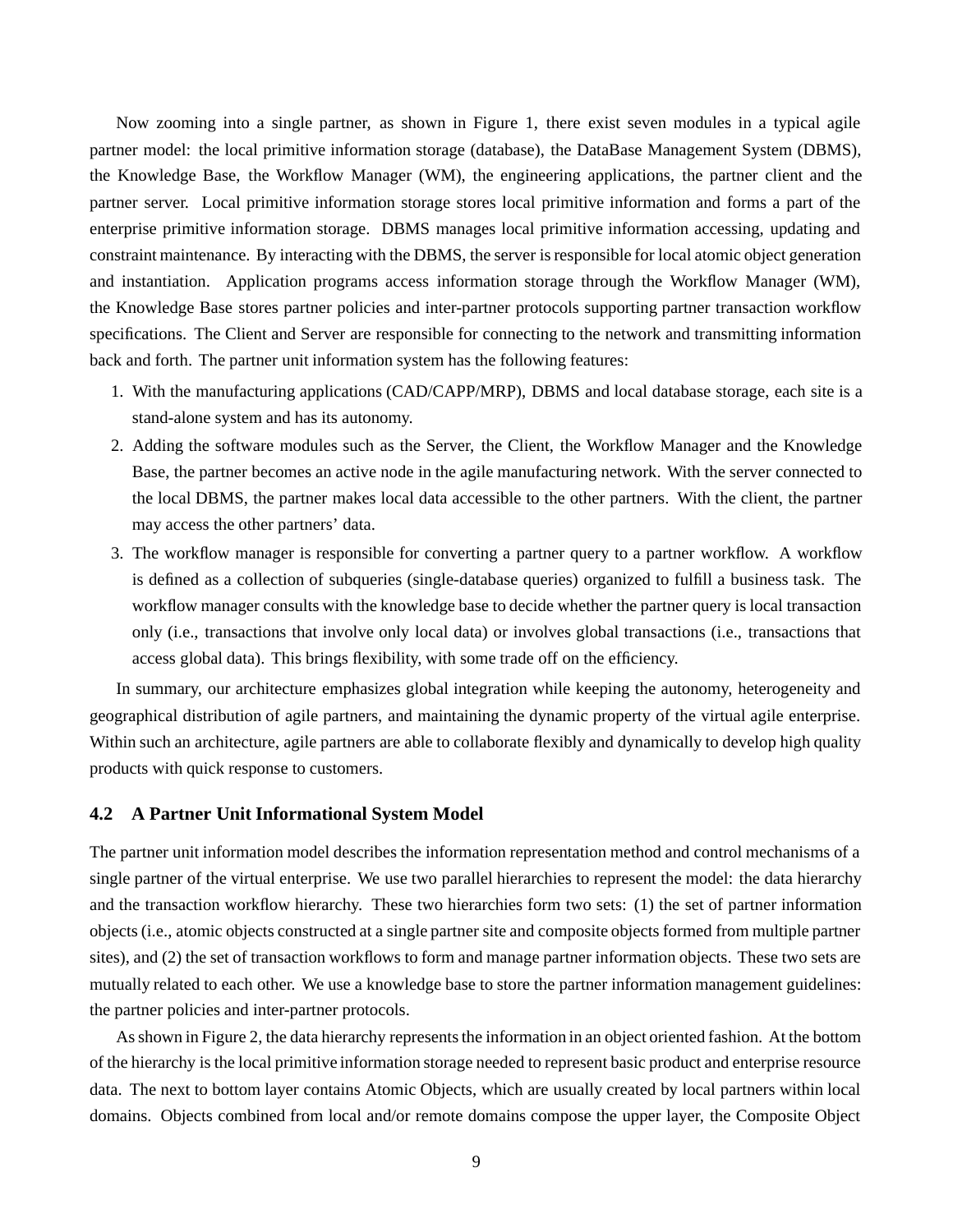Now zooming into a single partner, as shown in Figure 1, there exist seven modules in a typical agile partner model: the local primitive information storage (database), the DataBase Management System (DBMS), the Knowledge Base, the Workflow Manager (WM), the engineering applications, the partner client and the partner server. Local primitive information storage stores local primitive information and forms a part of the enterprise primitive information storage. DBMS manages local primitive information accessing, updating and constraint maintenance. By interacting with the DBMS, the server is responsible for local atomic object generation and instantiation. Application programs access information storage through the Workflow Manager (WM), the Knowledge Base stores partner policies and inter-partner protocols supporting partner transaction workflow specifications. The Client and Server are responsible for connecting to the network and transmitting information back and forth. The partner unit information system has the following features:

1. With the manufacturing applications (CAD/CAPP/MRP), DBMS and local database storage, each site is a stand-alone system and has its autonomy.
2. Adding the software modules such as the Server, the Client, the Workflow Manager and the Knowledge Base, the partner becomes an active node in the agile manufacturing network. With the server connected to the local DBMS, the partner makes local data accessible to the other partners. With the client, the partner may access the other partners' data.
3. The workflow manager is responsible for converting a partner query to a partner workflow. A workflow is defined as a collection of subqueries (single-database queries) organized to fulfill a business task. The workflow manager consults with the knowledge base to decide whether the partner query is local transaction only (i.e., transactions that involve only local data) or involves global transactions (i.e., transactions that access global data). This brings flexibility, with some trade off on the efficiency.

In summary, our architecture emphasizes global integration while keeping the autonomy, heterogeneity and geographical distribution of agile partners, and maintaining the dynamic property of the virtual agile enterprise. Within such an architecture, agile partners are able to collaborate flexibly and dynamically to develop high quality products with quick response to customers.

### 4.2 A Partner Unit Informational System Model

The partner unit information model describes the information representation method and control mechanisms of a single partner of the virtual enterprise. We use two parallel hierarchies to represent the model: the data hierarchy and the transaction workflow hierarchy. These two hierarchies form two sets: (1) the set of partner information objects (i.e., atomic objects constructed at a single partner site and composite objects formed from multiple partner sites), and (2) the set of transaction workflows to form and manage partner information objects. These two sets are mutually related to each other. We use a knowledge base to store the partner information management guidelines: the partner policies and inter-partner protocols.

As shown in Figure 2, the data hierarchy represents the information in an object oriented fashion. At the bottom of the hierarchy is the local primitive information storage needed to represent basic product and enterprise resource data. The next to bottom layer contains Atomic Objects, which are usually created by local partners within local domains. Objects combined from local and/or remote domains compose the upper layer, the Composite Object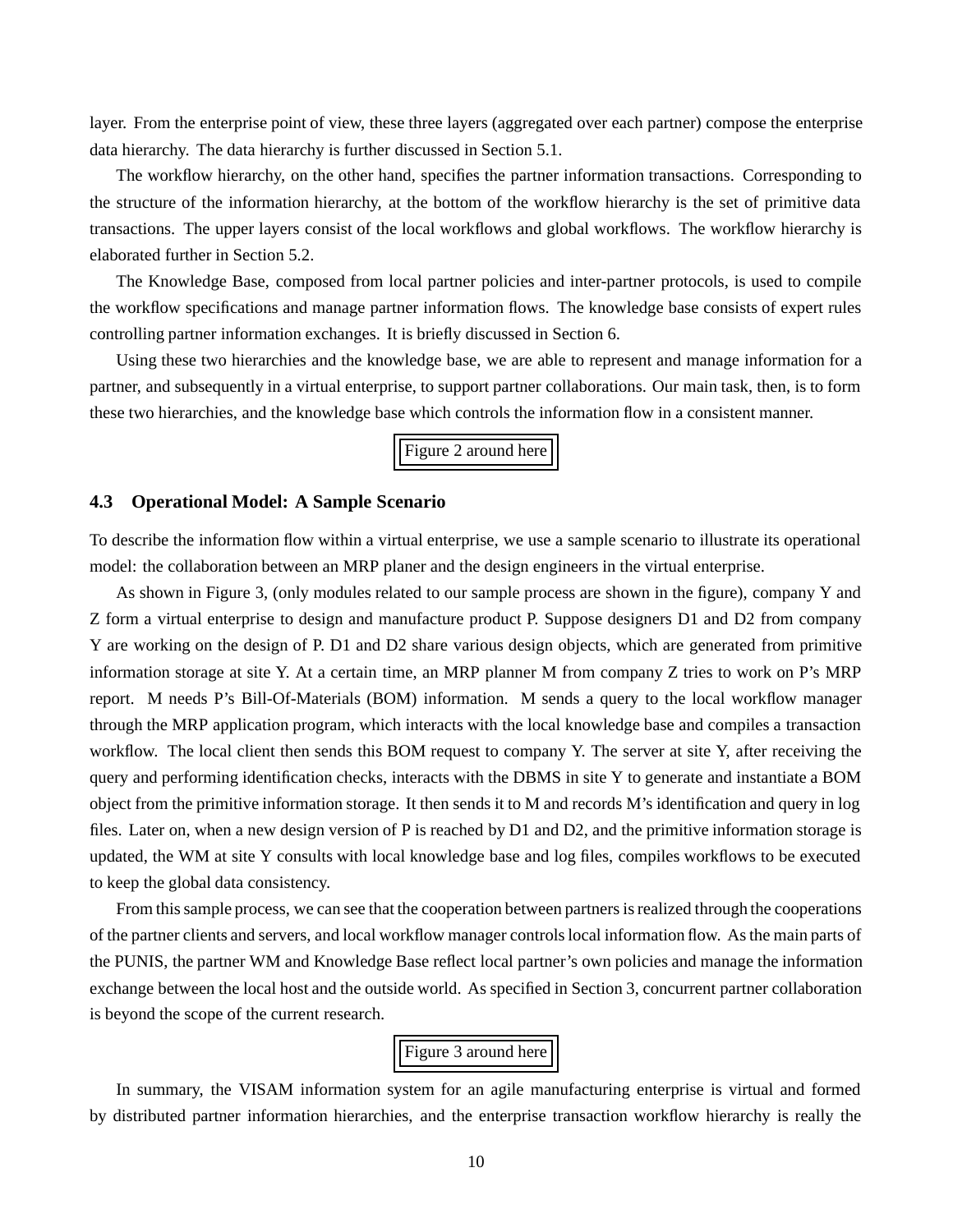layer. From the enterprise point of view, these three layers (aggregated over each partner) compose the enterprise data hierarchy. The data hierarchy is further discussed in Section 5.1.

The workflow hierarchy, on the other hand, specifies the partner information transactions. Corresponding to the structure of the information hierarchy, at the bottom of the workflow hierarchy is the set of primitive data transactions. The upper layers consist of the local workflows and global workflows. The workflow hierarchy is elaborated further in Section 5.2.

The Knowledge Base, composed from local partner policies and inter-partner protocols, is used to compile the workflow specifications and manage partner information flows. The knowledge base consists of expert rules controlling partner information exchanges. It is briefly discussed in Section 6.

Using these two hierarchies and the knowledge base, we are able to represent and manage information for a partner, and subsequently in a virtual enterprise, to support partner collaborations. Our main task, then, is to form these two hierarchies, and the knowledge base which controls the information flow in a consistent manner.

Figure 2 around here

### 4.3 Operational Model: A Sample Scenario

To describe the information flow within a virtual enterprise, we use a sample scenario to illustrate its operational model: the collaboration between an MRP planer and the design engineers in the virtual enterprise.

As shown in Figure 3, (only modules related to our sample process are shown in the figure), company Y and Z form a virtual enterprise to design and manufacture product P. Suppose designers D1 and D2 from company Y are working on the design of P. D1 and D2 share various design objects, which are generated from primitive information storage at site Y. At a certain time, an MRP planner M from company Z tries to work on P's MRP report. M needs P's Bill-Of-Materials (BOM) information. M sends a query to the local workflow manager through the MRP application program, which interacts with the local knowledge base and compiles a transaction workflow. The local client then sends this BOM request to company Y. The server at site Y, after receiving the query and performing identification checks, interacts with the DBMS in site Y to generate and instantiate a BOM object from the primitive information storage. It then sends it to M and records M's identification and query in log files. Later on, when a new design version of P is reached by D1 and D2, and the primitive information storage is updated, the WM at site Y consults with local knowledge base and log files, compiles workflows to be executed to keep the global data consistency.

From this sample process, we can see that the cooperation between partners is realized through the cooperations of the partner clients and servers, and local workflow manager controls local information flow. As the main parts of the PUNIS, the partner WM and Knowledge Base reflect local partner's own policies and manage the information exchange between the local host and the outside world. As specified in Section 3, concurrent partner collaboration is beyond the scope of the current research.

Figure 3 around here

In summary, the VISAM information system for an agile manufacturing enterprise is virtual and formed by distributed partner information hierarchies, and the enterprise transaction workflow hierarchy is really the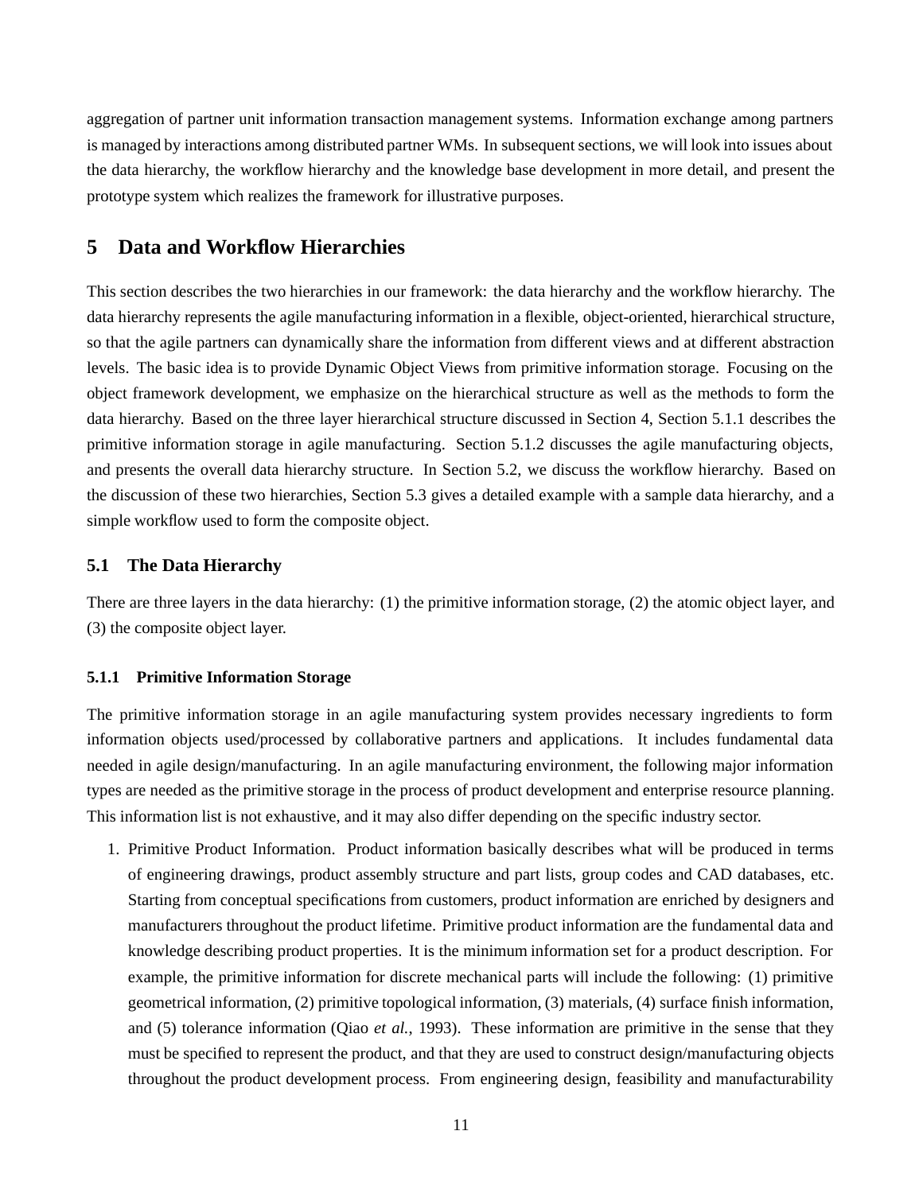aggregation of partner unit information transaction management systems. Information exchange among partners is managed by interactions among distributed partner WMs. In subsequent sections, we will look into issues about the data hierarchy, the workflow hierarchy and the knowledge base development in more detail, and present the prototype system which realizes the framework for illustrative purposes.

# 5 Data and Workflow Hierarchies

This section describes the two hierarchies in our framework: the data hierarchy and the workflow hierarchy. The data hierarchy represents the agile manufacturing information in a flexible, object-oriented, hierarchical structure, so that the agile partners can dynamically share the information from different views and at different abstraction levels. The basic idea is to provide Dynamic Object Views from primitive information storage. Focusing on the object framework development, we emphasize on the hierarchical structure as well as the methods to form the data hierarchy. Based on the three layer hierarchical structure discussed in Section 4, Section 5.1.1 describes the primitive information storage in agile manufacturing. Section 5.1.2 discusses the agile manufacturing objects, and presents the overall data hierarchy structure. In Section 5.2, we discuss the workflow hierarchy. Based on the discussion of these two hierarchies, Section 5.3 gives a detailed example with a sample data hierarchy, and a simple workflow used to form the composite object.

## 5.1 The Data Hierarchy

There are three layers in the data hierarchy: (1) the primitive information storage, (2) the atomic object layer, and (3) the composite object layer.

### 5.1.1 Primitive Information Storage

The primitive information storage in an agile manufacturing system provides necessary ingredients to form information objects used/processed by collaborative partners and applications. It includes fundamental data needed in agile design/manufacturing. In an agile manufacturing environment, the following major information types are needed as the primitive storage in the process of product development and enterprise resource planning. This information list is not exhaustive, and it may also differ depending on the specific industry sector.

1. Primitive Product Information. Product information basically describes what will be produced in terms of engineering drawings, product assembly structure and part lists, group codes and CAD databases, etc. Starting from conceptual specifications from customers, product information are enriched by designers and manufacturers throughout the product lifetime. Primitive product information are the fundamental data and knowledge describing product properties. It is the minimum information set for a product description. For example, the primitive information for discrete mechanical parts will include the following: (1) primitive geometrical information, (2) primitive topological information, (3) materials, (4) surface finish information, and (5) tolerance information (Qiao *et al.*, 1993). These information are primitive in the sense that they must be specified to represent the product, and that they are used to construct design/manufacturing objects throughout the product development process. From engineering design, feasibility and manufacturability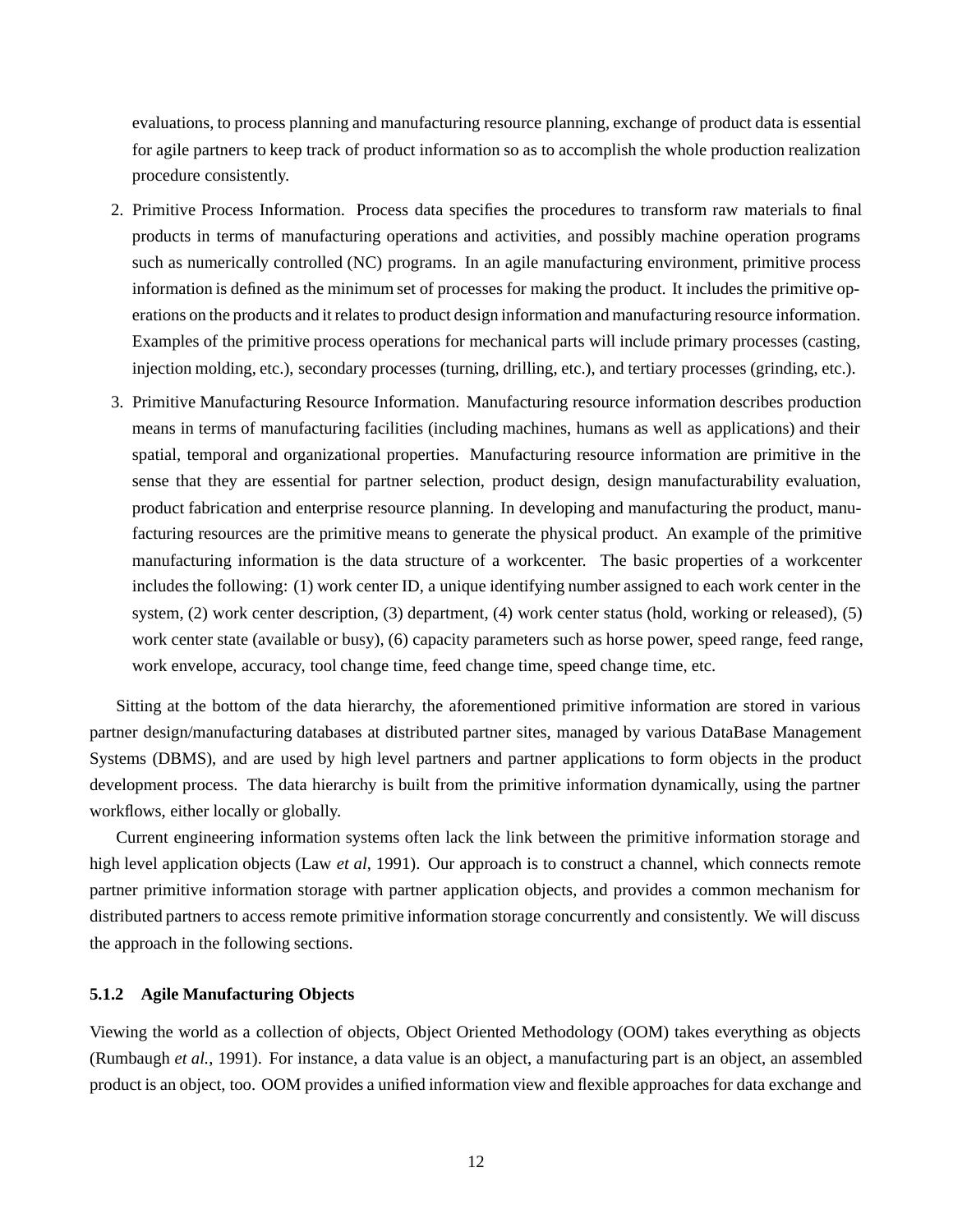evaluations, to process planning and manufacturing resource planning, exchange of product data is essential for agile partners to keep track of product information so as to accomplish the whole production realization procedure consistently.

2. Primitive Process Information. Process data specifies the procedures to transform raw materials to final products in terms of manufacturing operations and activities, and possibly machine operation programs such as numerically controlled (NC) programs. In an agile manufacturing environment, primitive process information is defined as the minimum set of processes for making the product. It includes the primitive operations on the products and it relates to product design information and manufacturing resource information. Examples of the primitive process operations for mechanical parts will include primary processes (casting, injection molding, etc.), secondary processes (turning, drilling, etc.), and tertiary processes (grinding, etc.).

3. Primitive Manufacturing Resource Information. Manufacturing resource information describes production means in terms of manufacturing facilities (including machines, humans as well as applications) and their spatial, temporal and organizational properties. Manufacturing resource information are primitive in the sense that they are essential for partner selection, product design, design manufacturability evaluation, product fabrication and enterprise resource planning. In developing and manufacturing the product, manufacturing resources are the primitive means to generate the physical product. An example of the primitive manufacturing information is the data structure of a workcenter. The basic properties of a workcenter includes the following: (1) work center ID, a unique identifying number assigned to each work center in the system, (2) work center description, (3) department, (4) work center status (hold, working or released), (5) work center state (available or busy), (6) capacity parameters such as horse power, speed range, feed range, work envelope, accuracy, tool change time, feed change time, speed change time, etc.

Sitting at the bottom of the data hierarchy, the aforementioned primitive information are stored in various partner design/manufacturing databases at distributed partner sites, managed by various DataBase Management Systems (DBMS), and are used by high level partners and partner applications to form objects in the product development process. The data hierarchy is built from the primitive information dynamically, using the partner workflows, either locally or globally.

Current engineering information systems often lack the link between the primitive information storage and high level application objects (Law *et al*, 1991). Our approach is to construct a channel, which connects remote partner primitive information storage with partner application objects, and provides a common mechanism for distributed partners to access remote primitive information storage concurrently and consistently. We will discuss the approach in the following sections.

#### 5.1.2 Agile Manufacturing Objects

Viewing the world as a collection of objects, Object Oriented Methodology (OOM) takes everything as objects (Rumbaugh *et al.*, 1991). For instance, a data value is an object, a manufacturing part is an object, an assembled product is an object, too. OOM provides a unified information view and flexible approaches for data exchange and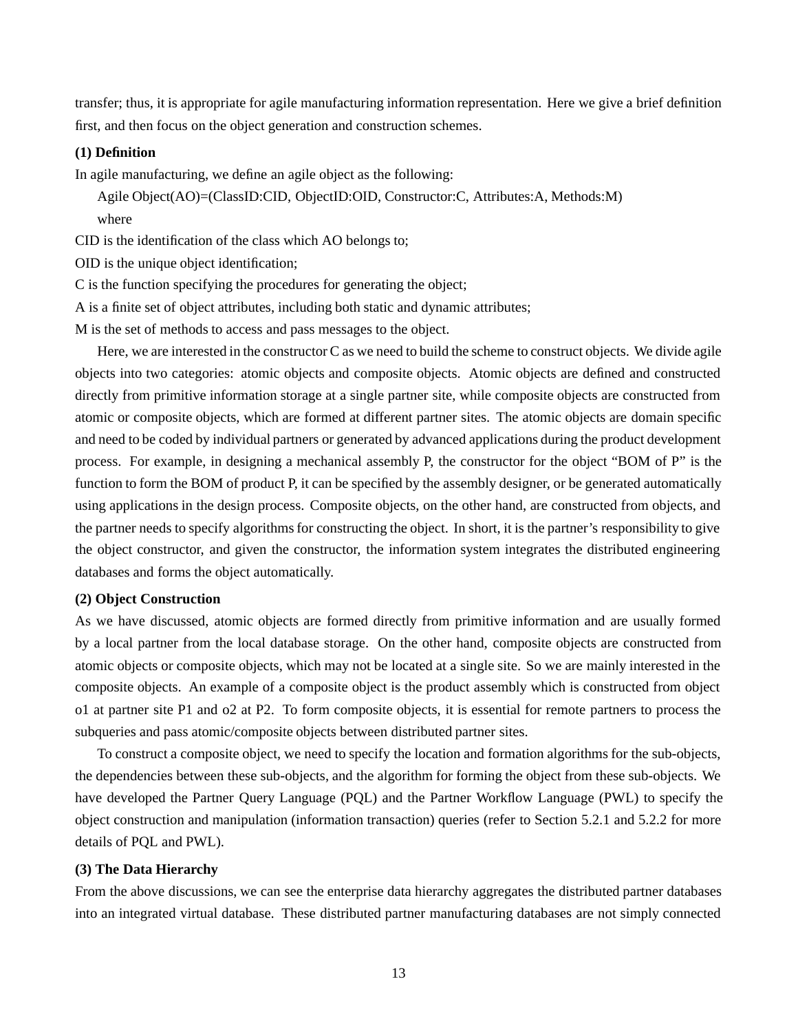transfer; thus, it is appropriate for agile manufacturing information representation. Here we give a brief definition first, and then focus on the object generation and construction schemes.

**(1) Definition**

In agile manufacturing, we define an agile object as the following:

Agile Object(AO)=(ClassID:CID, ObjectID:OID, Constructor:C, Attributes:A, Methods:M)

where

CID is the identification of the class which AO belongs to;

OID is the unique object identification;

C is the function specifying the procedures for generating the object;

A is a finite set of object attributes, including both static and dynamic attributes;

M is the set of methods to access and pass messages to the object.

Here, we are interested in the constructor C as we need to build the scheme to construct objects. We divide agile objects into two categories: atomic objects and composite objects. Atomic objects are defined and constructed directly from primitive information storage at a single partner site, while composite objects are constructed from atomic or composite objects, which are formed at different partner sites. The atomic objects are domain specific and need to be coded by individual partners or generated by advanced applications during the product development process. For example, in designing a mechanical assembly P, the constructor for the object "BOM of P" is the function to form the BOM of product P, it can be specified by the assembly designer, or be generated automatically using applications in the design process. Composite objects, on the other hand, are constructed from objects, and the partner needs to specify algorithms for constructing the object. In short, it is the partner's responsibility to give the object constructor, and given the constructor, the information system integrates the distributed engineering databases and forms the object automatically.

**(2) Object Construction**

As we have discussed, atomic objects are formed directly from primitive information and are usually formed by a local partner from the local database storage. On the other hand, composite objects are constructed from atomic objects or composite objects, which may not be located at a single site. So we are mainly interested in the composite objects. An example of a composite object is the product assembly which is constructed from object o1 at partner site P1 and o2 at P2. To form composite objects, it is essential for remote partners to process the subqueries and pass atomic/composite objects between distributed partner sites.

To construct a composite object, we need to specify the location and formation algorithms for the sub-objects, the dependencies between these sub-objects, and the algorithm for forming the object from these sub-objects. We have developed the Partner Query Language (PQL) and the Partner Workflow Language (PWL) to specify the object construction and manipulation (information transaction) queries (refer to Section 5.2.1 and 5.2.2 for more details of PQL and PWL).

**(3) The Data Hierarchy**

From the above discussions, we can see the enterprise data hierarchy aggregates the distributed partner databases into an integrated virtual database. These distributed partner manufacturing databases are not simply connected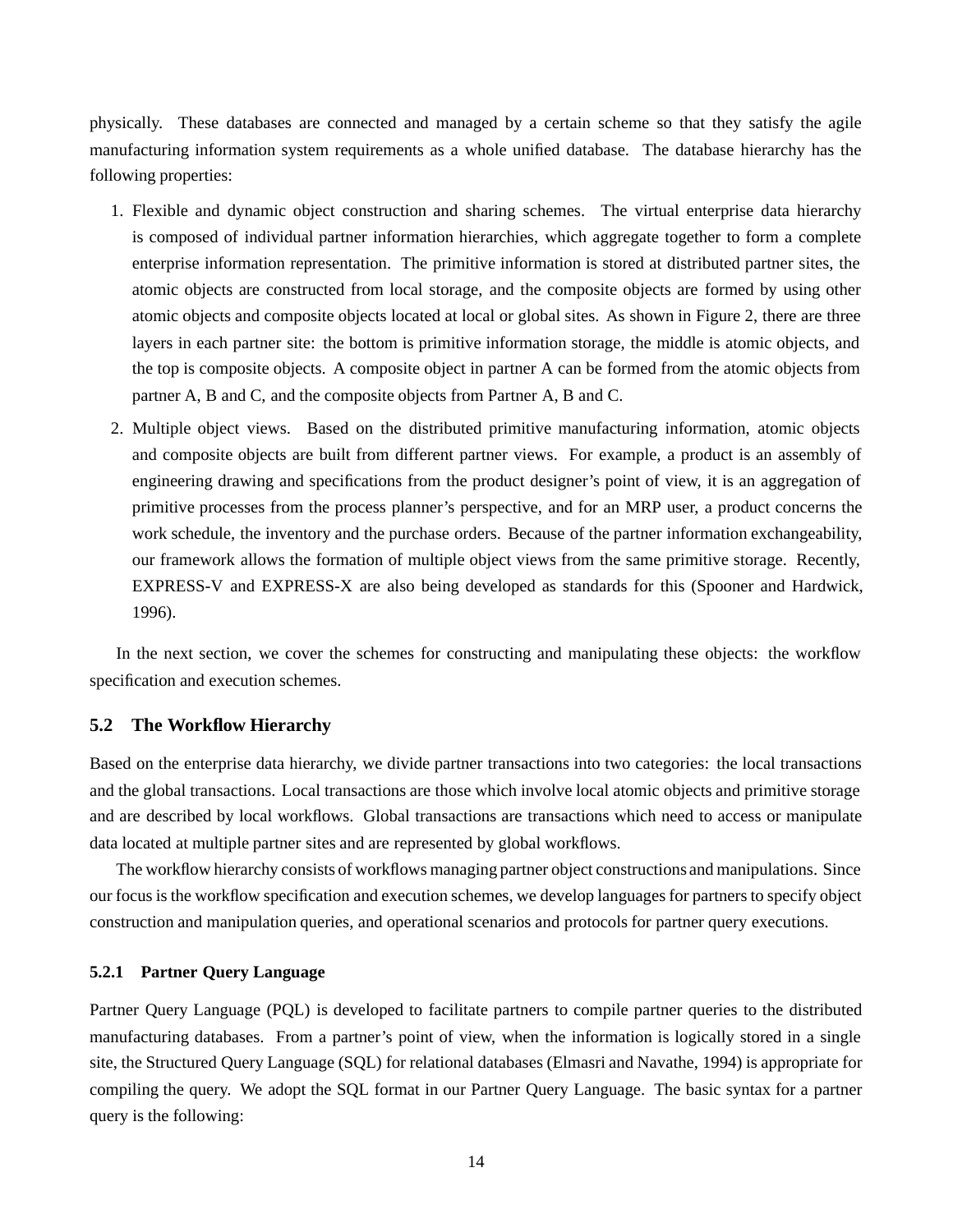physically. These databases are connected and managed by a certain scheme so that they satisfy the agile manufacturing information system requirements as a whole unified database. The database hierarchy has the following properties:

1. Flexible and dynamic object construction and sharing schemes. The virtual enterprise data hierarchy is composed of individual partner information hierarchies, which aggregate together to form a complete enterprise information representation. The primitive information is stored at distributed partner sites, the atomic objects are constructed from local storage, and the composite objects are formed by using other atomic objects and composite objects located at local or global sites. As shown in Figure 2, there are three layers in each partner site: the bottom is primitive information storage, the middle is atomic objects, and the top is composite objects. A composite object in partner A can be formed from the atomic objects from partner A, B and C, and the composite objects from Partner A, B and C.

2. Multiple object views. Based on the distributed primitive manufacturing information, atomic objects and composite objects are built from different partner views. For example, a product is an assembly of engineering drawing and specifications from the product designer's point of view, it is an aggregation of primitive processes from the process planner's perspective, and for an MRP user, a product concerns the work schedule, the inventory and the purchase orders. Because of the partner information exchangeability, our framework allows the formation of multiple object views from the same primitive storage. Recently, EXPRESS-V and EXPRESS-X are also being developed as standards for this (Spooner and Hardwick, 1996).

In the next section, we cover the schemes for constructing and manipulating these objects: the workflow specification and execution schemes.

### 5.2 The Workflow Hierarchy

Based on the enterprise data hierarchy, we divide partner transactions into two categories: the local transactions and the global transactions. Local transactions are those which involve local atomic objects and primitive storage and are described by local workflows. Global transactions are transactions which need to access or manipulate data located at multiple partner sites and are represented by global workflows.

The workflow hierarchy consists of workflows managing partner object constructions and manipulations. Since our focus is the workflow specification and execution schemes, we develop languages for partners to specify object construction and manipulation queries, and operational scenarios and protocols for partner query executions.

#### 5.2.1 Partner Query Language

Partner Query Language (PQL) is developed to facilitate partners to compile partner queries to the distributed manufacturing databases. From a partner's point of view, when the information is logically stored in a single site, the Structured Query Language (SQL) for relational databases (Elmasri and Navathe, 1994) is appropriate for compiling the query. We adopt the SQL format in our Partner Query Language. The basic syntax for a partner query is the following: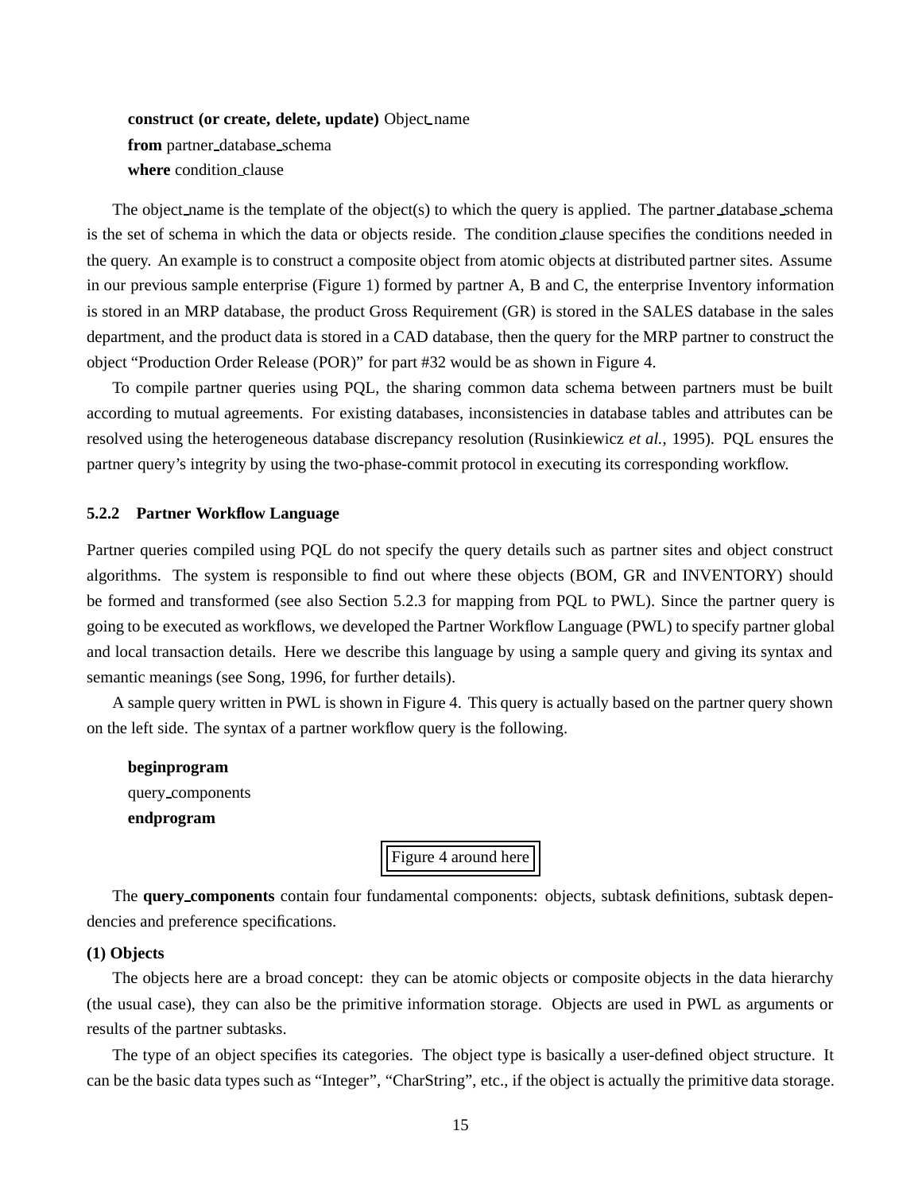**construct (or create, delete, update)** Object_name
**from** partner_database_schema
**where** condition_clause

The object_name is the template of the object(s) to which the query is applied. The partner_database_schema is the set of schema in which the data or objects reside. The condition_clause specifies the conditions needed in the query. An example is to construct a composite object from atomic objects at distributed partner sites. Assume in our previous sample enterprise (Figure 1) formed by partner A, B and C, the enterprise Inventory information is stored in an MRP database, the product Gross Requirement (GR) is stored in the SALES database in the sales department, and the product data is stored in a CAD database, then the query for the MRP partner to construct the object "Production Order Release (POR)" for part #32 would be as shown in Figure 4.

To compile partner queries using PQL, the sharing common data schema between partners must be built according to mutual agreements. For existing databases, inconsistencies in database tables and attributes can be resolved using the heterogeneous database discrepancy resolution (Rusinkiewicz *et al.*, 1995). PQL ensures the partner query's integrity by using the two-phase-commit protocol in executing its corresponding workflow.

### 5.2.2 Partner Workflow Language

Partner queries compiled using PQL do not specify the query details such as partner sites and object construct algorithms. The system is responsible to find out where these objects (BOM, GR and INVENTORY) should be formed and transformed (see also Section 5.2.3 for mapping from PQL to PWL). Since the partner query is going to be executed as workflows, we developed the Partner Workflow Language (PWL) to specify partner global and local transaction details. Here we describe this language by using a sample query and giving its syntax and semantic meanings (see Song, 1996, for further details).

A sample query written in PWL is shown in Figure 4. This query is actually based on the partner query shown on the left side. The syntax of a partner workflow query is the following.

**beginprogram**
query_components
**endprogram**

Figure 4 around here

The **query_components** contain four fundamental components: objects, subtask definitions, subtask dependencies and preference specifications.

**(1) Objects**

The objects here are a broad concept: they can be atomic objects or composite objects in the data hierarchy (the usual case), they can also be the primitive information storage. Objects are used in PWL as arguments or results of the partner subtasks.

The type of an object specifies its categories. The object type is basically a user-defined object structure. It can be the basic data types such as "Integer", "CharString", etc., if the object is actually the primitive data storage.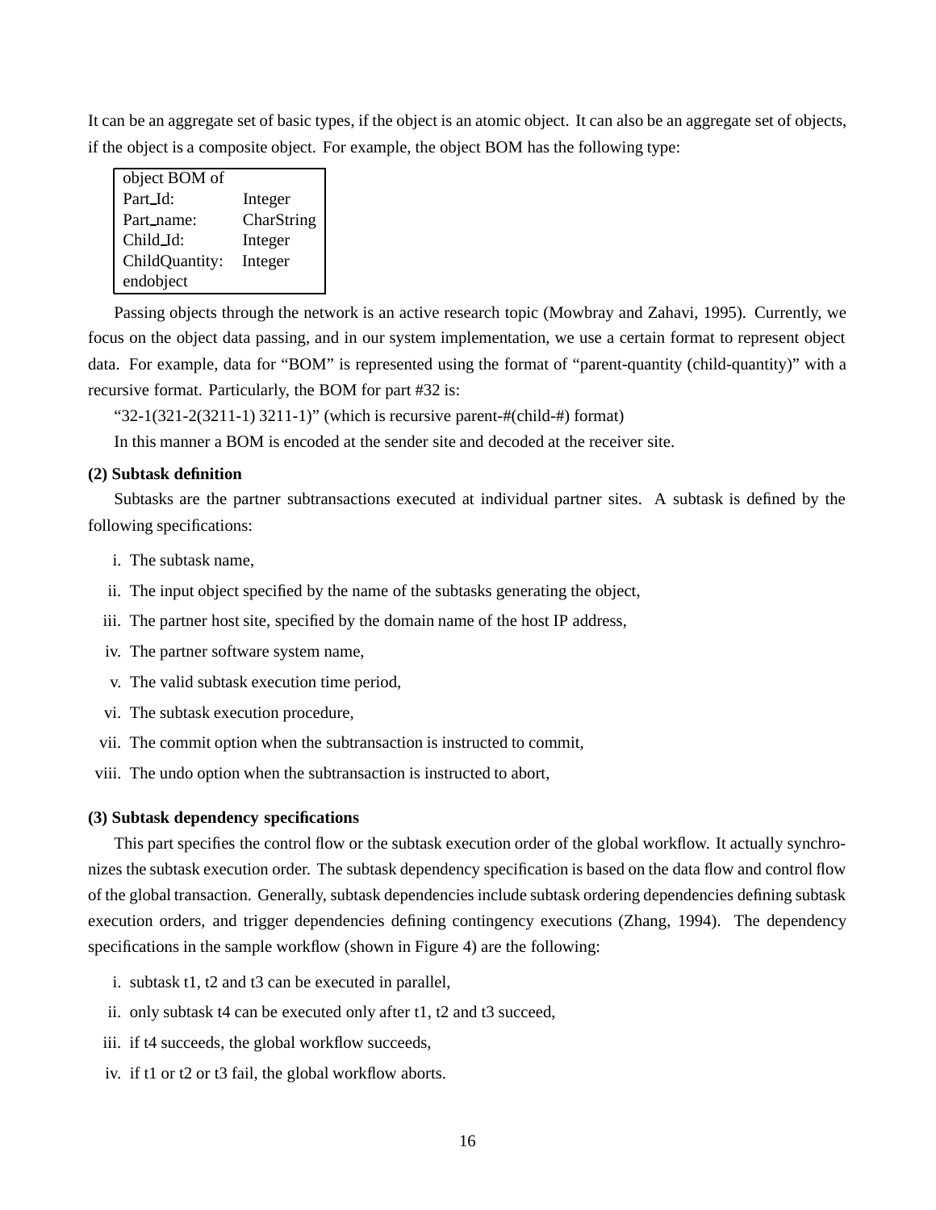It can be an aggregate set of basic types, if the object is an atomic object. It can also be an aggregate set of objects, if the object is a composite object. For example, the object BOM has the following type:

```
object BOM of
Part_Id:         Integer
Part_name:       CharString
Child_Id:        Integer
ChildQuantity:   Integer
endobject
```

Passing objects through the network is an active research topic (Mowbray and Zahavi, 1995). Currently, we focus on the object data passing, and in our system implementation, we use a certain format to represent object data. For example, data for "BOM" is represented using the format of "parent-quantity (child-quantity)" with a recursive format. Particularly, the BOM for part #32 is:

"32-1(321-2(3211-1) 3211-1)" (which is recursive parent-#(child-#) format)

In this manner a BOM is encoded at the sender site and decoded at the receiver site.

**(2) Subtask definition**

Subtasks are the partner subtransactions executed at individual partner sites. A subtask is defined by the following specifications:

i. The subtask name,

ii. The input object specified by the name of the subtasks generating the object,

iii. The partner host site, specified by the domain name of the host IP address,

iv. The partner software system name,

v. The valid subtask execution time period,

vi. The subtask execution procedure,

vii. The commit option when the subtransaction is instructed to commit,

viii. The undo option when the subtransaction is instructed to abort,

**(3) Subtask dependency specifications**

This part specifies the control flow or the subtask execution order of the global workflow. It actually synchronizes the subtask execution order. The subtask dependency specification is based on the data flow and control flow of the global transaction. Generally, subtask dependencies include subtask ordering dependencies defining subtask execution orders, and trigger dependencies defining contingency executions (Zhang, 1994). The dependency specifications in the sample workflow (shown in Figure 4) are the following:

i. subtask t1, t2 and t3 can be executed in parallel,

ii. only subtask t4 can be executed only after t1, t2 and t3 succeed,

iii. if t4 succeeds, the global workflow succeeds,

iv. if t1 or t2 or t3 fail, the global workflow aborts.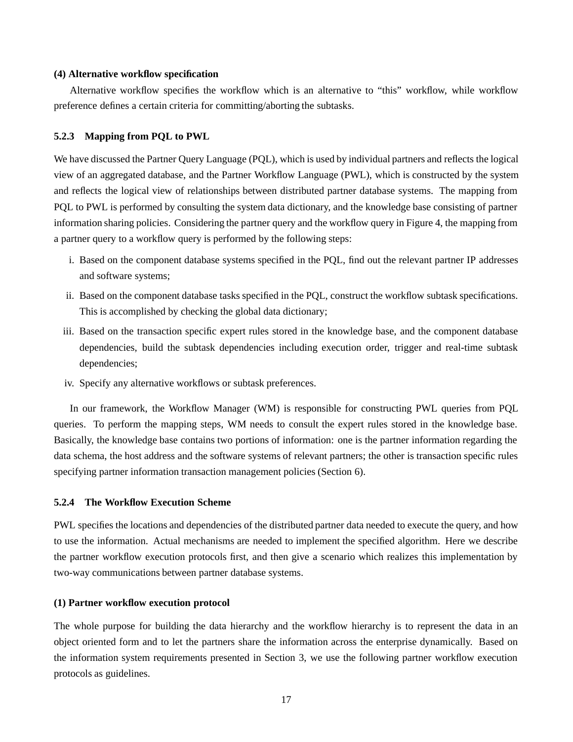**(4) Alternative workflow specification**

Alternative workflow specifies the workflow which is an alternative to "this" workflow, while workflow preference defines a certain criteria for committing/aborting the subtasks.

### 5.2.3 Mapping from PQL to PWL

We have discussed the Partner Query Language (PQL), which is used by individual partners and reflects the logical view of an aggregated database, and the Partner Workflow Language (PWL), which is constructed by the system and reflects the logical view of relationships between distributed partner database systems. The mapping from PQL to PWL is performed by consulting the system data dictionary, and the knowledge base consisting of partner information sharing policies. Considering the partner query and the workflow query in Figure 4, the mapping from a partner query to a workflow query is performed by the following steps:

i. Based on the component database systems specified in the PQL, find out the relevant partner IP addresses and software systems;

ii. Based on the component database tasks specified in the PQL, construct the workflow subtask specifications. This is accomplished by checking the global data dictionary;

iii. Based on the transaction specific expert rules stored in the knowledge base, and the component database dependencies, build the subtask dependencies including execution order, trigger and real-time subtask dependencies;

iv. Specify any alternative workflows or subtask preferences.

In our framework, the Workflow Manager (WM) is responsible for constructing PWL queries from PQL queries. To perform the mapping steps, WM needs to consult the expert rules stored in the knowledge base. Basically, the knowledge base contains two portions of information: one is the partner information regarding the data schema, the host address and the software systems of relevant partners; the other is transaction specific rules specifying partner information transaction management policies (Section 6).

### 5.2.4 The Workflow Execution Scheme

PWL specifies the locations and dependencies of the distributed partner data needed to execute the query, and how to use the information. Actual mechanisms are needed to implement the specified algorithm. Here we describe the partner workflow execution protocols first, and then give a scenario which realizes this implementation by two-way communications between partner database systems.

**(1) Partner workflow execution protocol**

The whole purpose for building the data hierarchy and the workflow hierarchy is to represent the data in an object oriented form and to let the partners share the information across the enterprise dynamically. Based on the information system requirements presented in Section 3, we use the following partner workflow execution protocols as guidelines.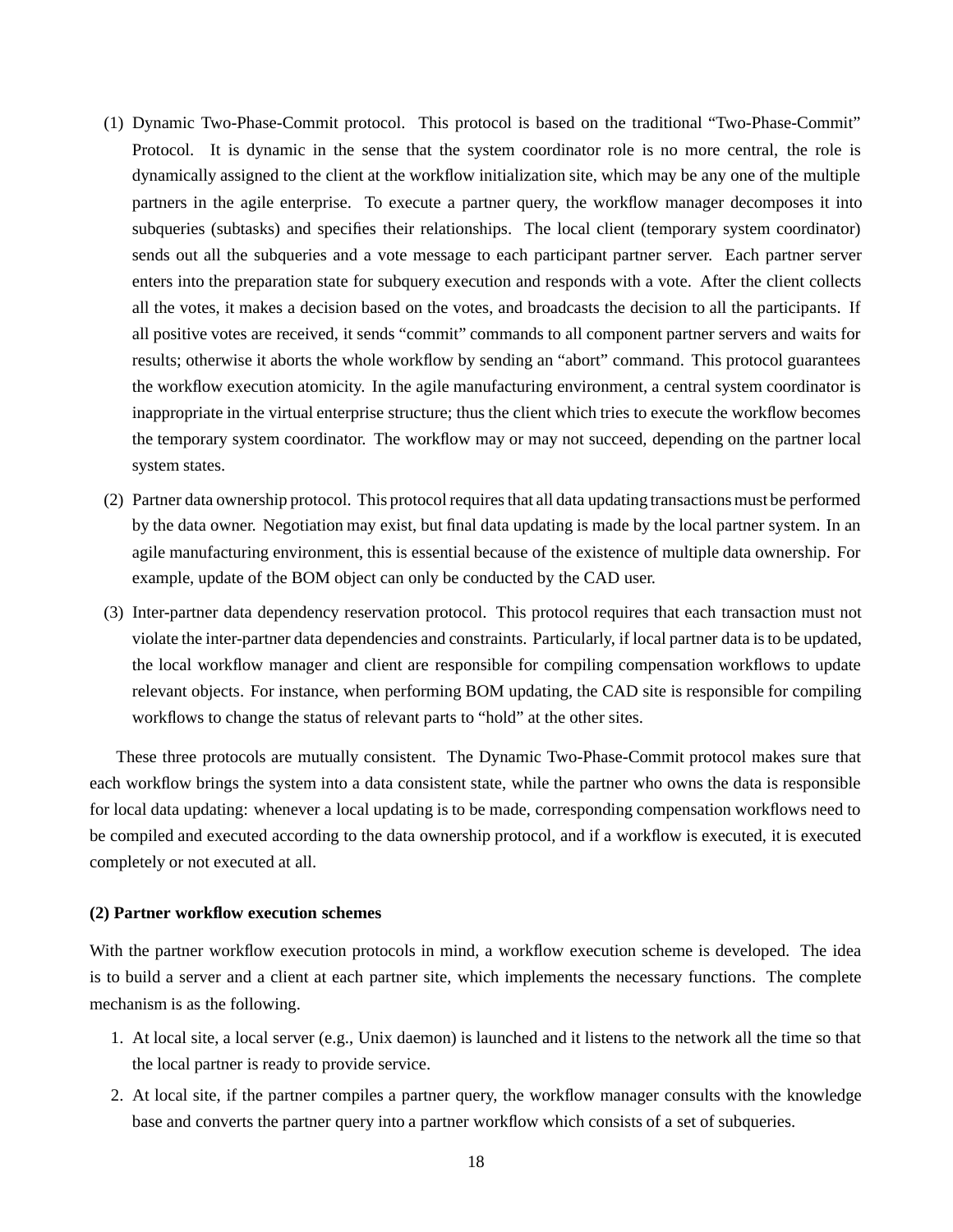(1) Dynamic Two-Phase-Commit protocol. This protocol is based on the traditional "Two-Phase-Commit" Protocol. It is dynamic in the sense that the system coordinator role is no more central, the role is dynamically assigned to the client at the workflow initialization site, which may be any one of the multiple partners in the agile enterprise. To execute a partner query, the workflow manager decomposes it into subqueries (subtasks) and specifies their relationships. The local client (temporary system coordinator) sends out all the subqueries and a vote message to each participant partner server. Each partner server enters into the preparation state for subquery execution and responds with a vote. After the client collects all the votes, it makes a decision based on the votes, and broadcasts the decision to all the participants. If all positive votes are received, it sends "commit" commands to all component partner servers and waits for results; otherwise it aborts the whole workflow by sending an "abort" command. This protocol guarantees the workflow execution atomicity. In the agile manufacturing environment, a central system coordinator is inappropriate in the virtual enterprise structure; thus the client which tries to execute the workflow becomes the temporary system coordinator. The workflow may or may not succeed, depending on the partner local system states.

(2) Partner data ownership protocol. This protocol requires that all data updating transactions must be performed by the data owner. Negotiation may exist, but final data updating is made by the local partner system. In an agile manufacturing environment, this is essential because of the existence of multiple data ownership. For example, update of the BOM object can only be conducted by the CAD user.

(3) Inter-partner data dependency reservation protocol. This protocol requires that each transaction must not violate the inter-partner data dependencies and constraints. Particularly, if local partner data is to be updated, the local workflow manager and client are responsible for compiling compensation workflows to update relevant objects. For instance, when performing BOM updating, the CAD site is responsible for compiling workflows to change the status of relevant parts to "hold" at the other sites.

These three protocols are mutually consistent. The Dynamic Two-Phase-Commit protocol makes sure that each workflow brings the system into a data consistent state, while the partner who owns the data is responsible for local data updating: whenever a local updating is to be made, corresponding compensation workflows need to be compiled and executed according to the data ownership protocol, and if a workflow is executed, it is executed completely or not executed at all.

**(2) Partner workflow execution schemes**

With the partner workflow execution protocols in mind, a workflow execution scheme is developed. The idea is to build a server and a client at each partner site, which implements the necessary functions. The complete mechanism is as the following.

1. At local site, a local server (e.g., Unix daemon) is launched and it listens to the network all the time so that the local partner is ready to provide service.
2. At local site, if the partner compiles a partner query, the workflow manager consults with the knowledge base and converts the partner query into a partner workflow which consists of a set of subqueries.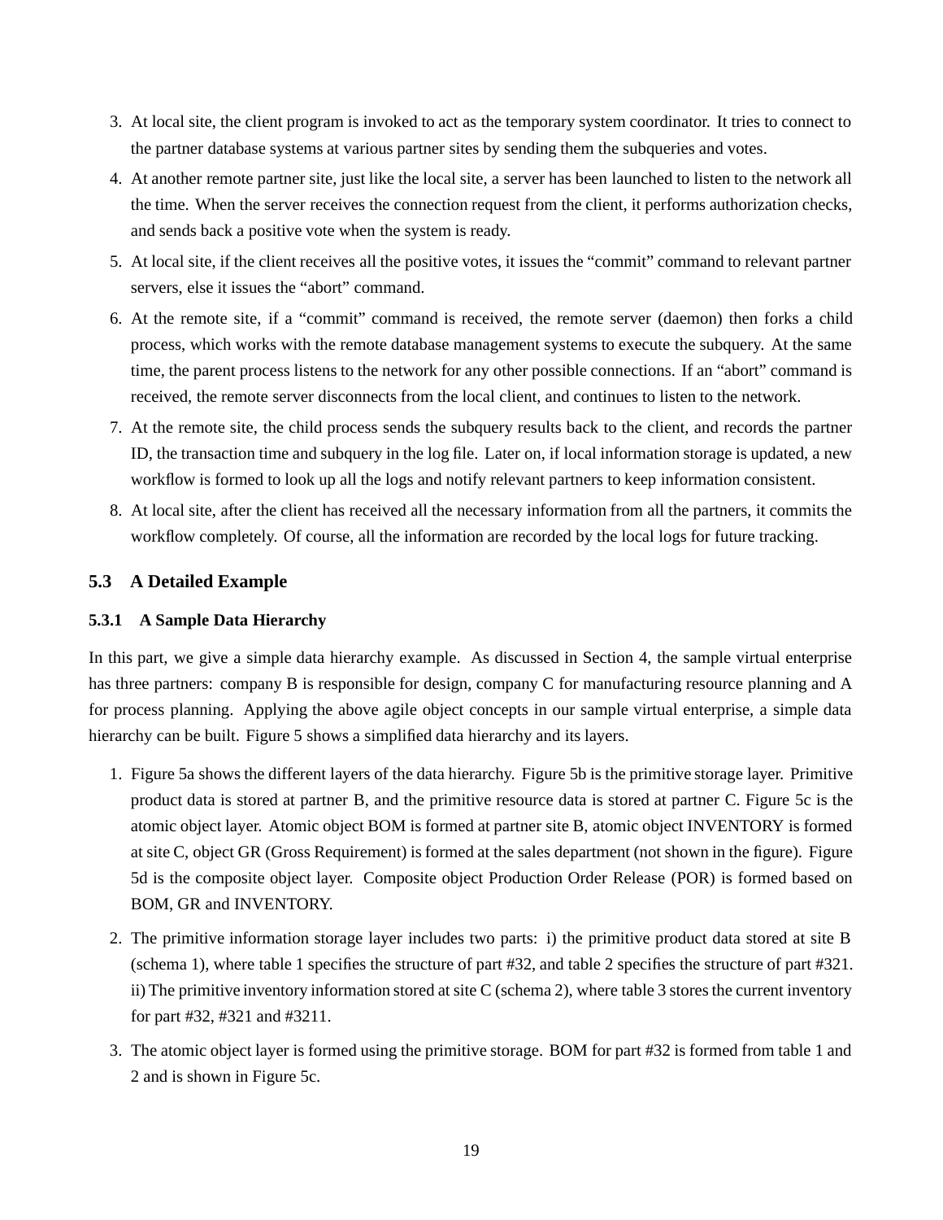3. At local site, the client program is invoked to act as the temporary system coordinator. It tries to connect to the partner database systems at various partner sites by sending them the subqueries and votes.
4. At another remote partner site, just like the local site, a server has been launched to listen to the network all the time. When the server receives the connection request from the client, it performs authorization checks, and sends back a positive vote when the system is ready.
5. At local site, if the client receives all the positive votes, it issues the "commit" command to relevant partner servers, else it issues the "abort" command.
6. At the remote site, if a "commit" command is received, the remote server (daemon) then forks a child process, which works with the remote database management systems to execute the subquery. At the same time, the parent process listens to the network for any other possible connections. If an "abort" command is received, the remote server disconnects from the local client, and continues to listen to the network.
7. At the remote site, the child process sends the subquery results back to the client, and records the partner ID, the transaction time and subquery in the log file. Later on, if local information storage is updated, a new workflow is formed to look up all the logs and notify relevant partners to keep information consistent.
8. At local site, after the client has received all the necessary information from all the partners, it commits the workflow completely. Of course, all the information are recorded by the local logs for future tracking.

## 5.3 A Detailed Example

### 5.3.1 A Sample Data Hierarchy

In this part, we give a simple data hierarchy example. As discussed in Section 4, the sample virtual enterprise has three partners: company B is responsible for design, company C for manufacturing resource planning and A for process planning. Applying the above agile object concepts in our sample virtual enterprise, a simple data hierarchy can be built. Figure 5 shows a simplified data hierarchy and its layers.

1. Figure 5a shows the different layers of the data hierarchy. Figure 5b is the primitive storage layer. Primitive product data is stored at partner B, and the primitive resource data is stored at partner C. Figure 5c is the atomic object layer. Atomic object BOM is formed at partner site B, atomic object INVENTORY is formed at site C, object GR (Gross Requirement) is formed at the sales department (not shown in the figure). Figure 5d is the composite object layer. Composite object Production Order Release (POR) is formed based on BOM, GR and INVENTORY.
2. The primitive information storage layer includes two parts: i) the primitive product data stored at site B (schema 1), where table 1 specifies the structure of part #32, and table 2 specifies the structure of part #321. ii) The primitive inventory information stored at site C (schema 2), where table 3 stores the current inventory for part #32, #321 and #3211.
3. The atomic object layer is formed using the primitive storage. BOM for part #32 is formed from table 1 and 2 and is shown in Figure 5c.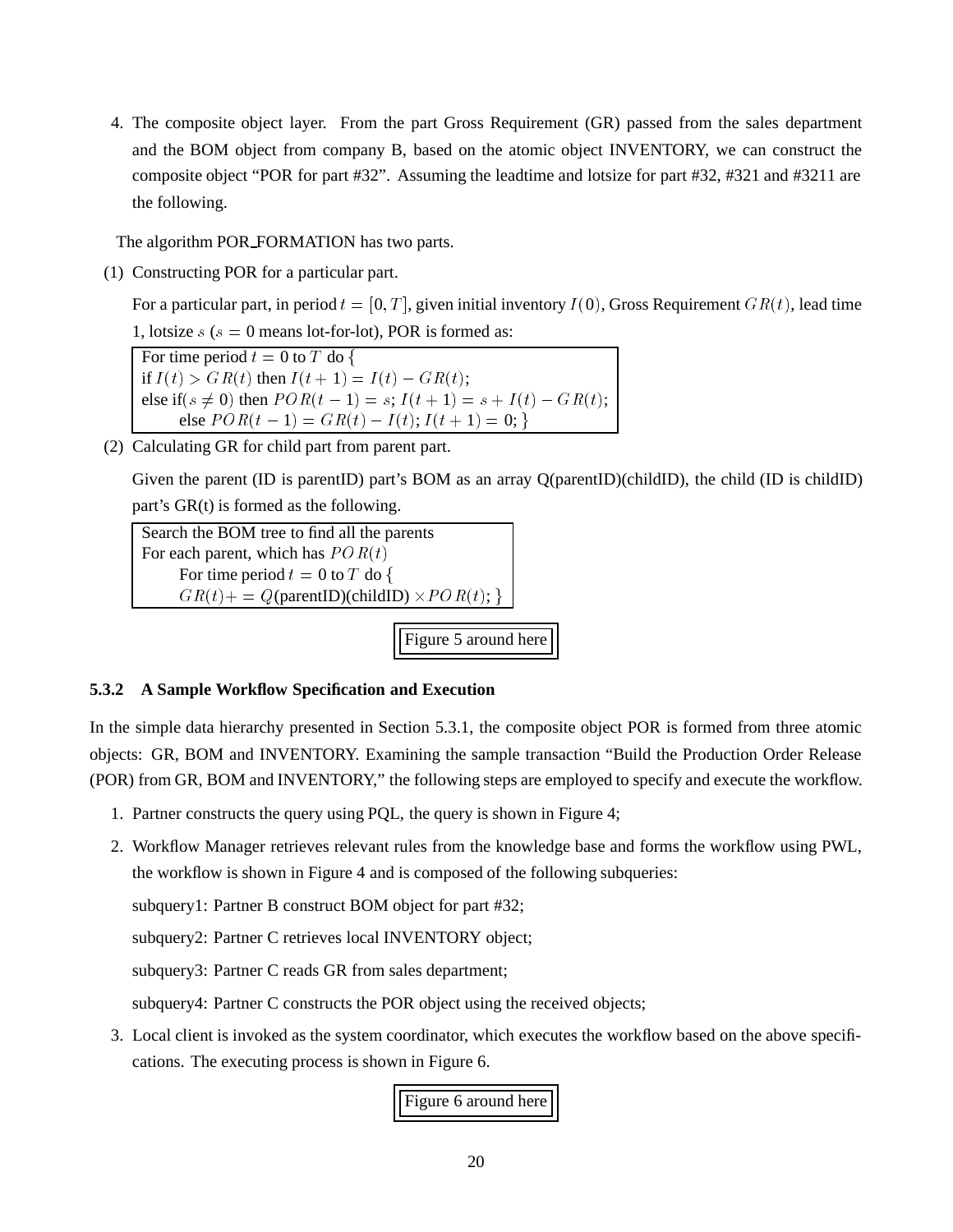4. The composite object layer. From the part Gross Requirement (GR) passed from the sales department and the BOM object from company B, based on the atomic object INVENTORY, we can construct the composite object "POR for part #32". Assuming the leadtime and lotsize for part #32, #321 and #3211 are the following.

The algorithm POR_FORMATION has two parts.

(1) Constructing POR for a particular part.

For a particular part, in period $t = [0, T]$, given initial inventory $I(0)$, Gross Requirement $GR(t)$, lead time 1, lotsize $s$ ($s = 0$ means lot-for-lot), POR is formed as:

```
For time period t = 0 to T do {
if I(t) > GR(t) then I(t+1) = I(t) − GR(t);
else if(s ≠ 0) then POR(t−1) = s; I(t+1) = s + I(t) − GR(t);
      else POR(t−1) = GR(t) − I(t); I(t+1) = 0; }
```

(2) Calculating GR for child part from parent part.

Given the parent (ID is parentID) part's BOM as an array Q(parentID)(childID), the child (ID is childID) part's GR(t) is formed as the following.

```
Search the BOM tree to find all the parents
For each parent, which has POR(t)
      For time period t = 0 to T do {
      GR(t) += Q(parentID)(childID) × POR(t); }
```

Figure 5 around here

### 5.3.2 A Sample Workflow Specification and Execution

In the simple data hierarchy presented in Section 5.3.1, the composite object POR is formed from three atomic objects: GR, BOM and INVENTORY. Examining the sample transaction "Build the Production Order Release (POR) from GR, BOM and INVENTORY," the following steps are employed to specify and execute the workflow.

1. Partner constructs the query using PQL, the query is shown in Figure 4;
2. Workflow Manager retrieves relevant rules from the knowledge base and forms the workflow using PWL, the workflow is shown in Figure 4 and is composed of the following subqueries:

   subquery1: Partner B construct BOM object for part #32;

   subquery2: Partner C retrieves local INVENTORY object;

   subquery3: Partner C reads GR from sales department;

   subquery4: Partner C constructs the POR object using the received objects;
3. Local client is invoked as the system coordinator, which executes the workflow based on the above specifications. The executing process is shown in Figure 6.

Figure 6 around here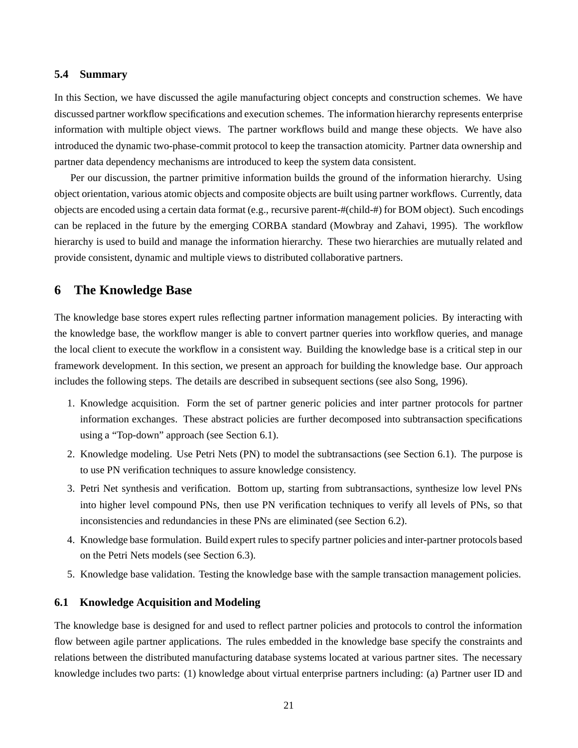### 5.4 Summary

In this Section, we have discussed the agile manufacturing object concepts and construction schemes. We have discussed partner workflow specifications and execution schemes. The information hierarchy represents enterprise information with multiple object views. The partner workflows build and mange these objects. We have also introduced the dynamic two-phase-commit protocol to keep the transaction atomicity. Partner data ownership and partner data dependency mechanisms are introduced to keep the system data consistent.

Per our discussion, the partner primitive information builds the ground of the information hierarchy. Using object orientation, various atomic objects and composite objects are built using partner workflows. Currently, data objects are encoded using a certain data format (e.g., recursive parent-#(child-#) for BOM object). Such encodings can be replaced in the future by the emerging CORBA standard (Mowbray and Zahavi, 1995). The workflow hierarchy is used to build and manage the information hierarchy. These two hierarchies are mutually related and provide consistent, dynamic and multiple views to distributed collaborative partners.

## 6 The Knowledge Base

The knowledge base stores expert rules reflecting partner information management policies. By interacting with the knowledge base, the workflow manger is able to convert partner queries into workflow queries, and manage the local client to execute the workflow in a consistent way. Building the knowledge base is a critical step in our framework development. In this section, we present an approach for building the knowledge base. Our approach includes the following steps. The details are described in subsequent sections (see also Song, 1996).

1. Knowledge acquisition. Form the set of partner generic policies and inter partner protocols for partner information exchanges. These abstract policies are further decomposed into subtransaction specifications using a "Top-down" approach (see Section 6.1).
2. Knowledge modeling. Use Petri Nets (PN) to model the subtransactions (see Section 6.1). The purpose is to use PN verification techniques to assure knowledge consistency.
3. Petri Net synthesis and verification. Bottom up, starting from subtransactions, synthesize low level PNs into higher level compound PNs, then use PN verification techniques to verify all levels of PNs, so that inconsistencies and redundancies in these PNs are eliminated (see Section 6.2).
4. Knowledge base formulation. Build expert rules to specify partner policies and inter-partner protocols based on the Petri Nets models (see Section 6.3).
5. Knowledge base validation. Testing the knowledge base with the sample transaction management policies.

### 6.1 Knowledge Acquisition and Modeling

The knowledge base is designed for and used to reflect partner policies and protocols to control the information flow between agile partner applications. The rules embedded in the knowledge base specify the constraints and relations between the distributed manufacturing database systems located at various partner sites. The necessary knowledge includes two parts: (1) knowledge about virtual enterprise partners including: (a) Partner user ID and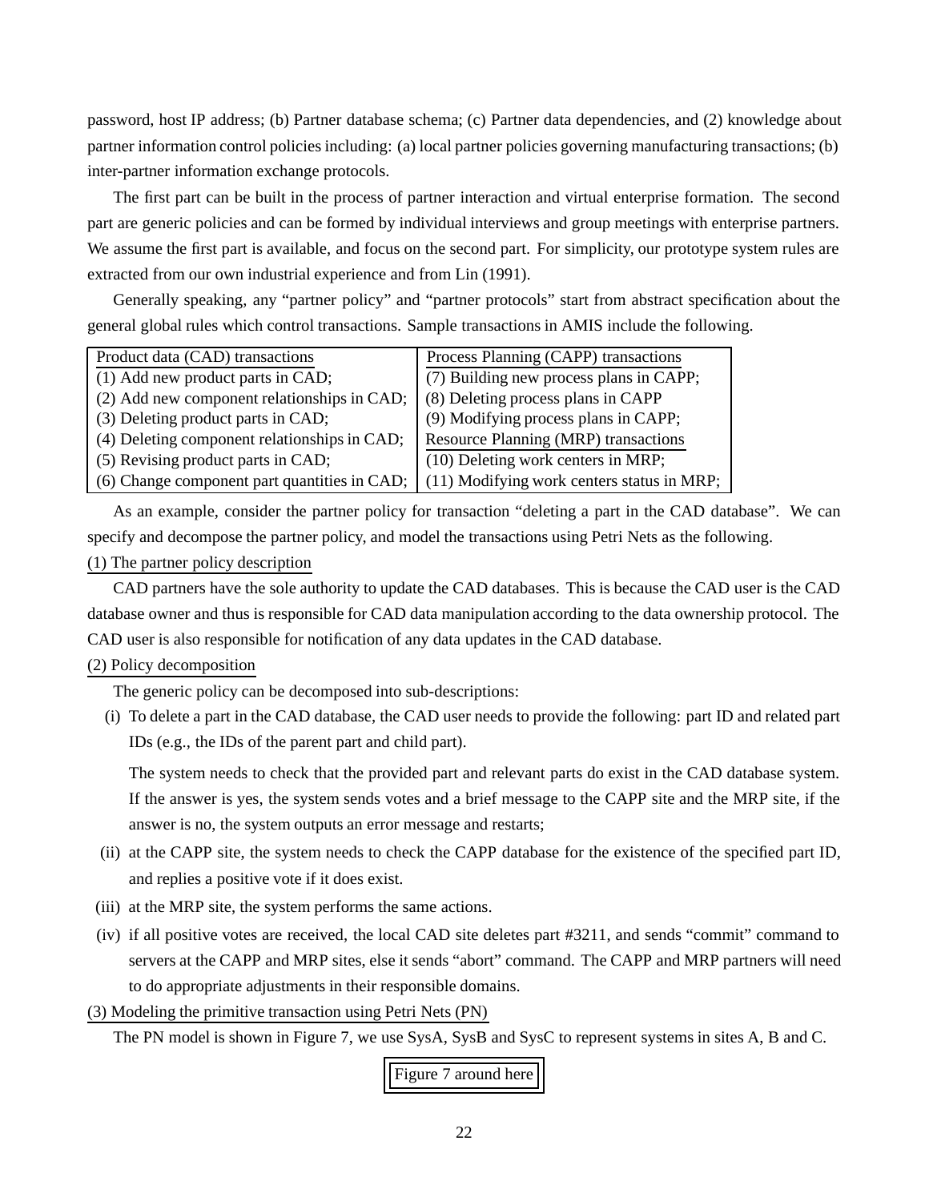password, host IP address; (b) Partner database schema; (c) Partner data dependencies, and (2) knowledge about partner information control policies including: (a) local partner policies governing manufacturing transactions; (b) inter-partner information exchange protocols.

The first part can be built in the process of partner interaction and virtual enterprise formation. The second part are generic policies and can be formed by individual interviews and group meetings with enterprise partners. We assume the first part is available, and focus on the second part. For simplicity, our prototype system rules are extracted from our own industrial experience and from Lin (1991).

Generally speaking, any "partner policy" and "partner protocols" start from abstract specification about the general global rules which control transactions. Sample transactions in AMIS include the following.

| Product data (CAD) transactions | Process Planning (CAPP) transactions |
|---|---|
| (1) Add new product parts in CAD; | (7) Building new process plans in CAPP; |
| (2) Add new component relationships in CAD; | (8) Deleting process plans in CAPP |
| (3) Deleting product parts in CAD; | (9) Modifying process plans in CAPP; |
| (4) Deleting component relationships in CAD; | Resource Planning (MRP) transactions |
| (5) Revising product parts in CAD; | (10) Deleting work centers in MRP; |
| (6) Change component part quantities in CAD; | (11) Modifying work centers status in MRP; |

As an example, consider the partner policy for transaction "deleting a part in the CAD database". We can specify and decompose the partner policy, and model the transactions using Petri Nets as the following.

(1) The partner policy description

CAD partners have the sole authority to update the CAD databases. This is because the CAD user is the CAD database owner and thus is responsible for CAD data manipulation according to the data ownership protocol. The CAD user is also responsible for notification of any data updates in the CAD database.

(2) Policy decomposition

The generic policy can be decomposed into sub-descriptions:

(i) To delete a part in the CAD database, the CAD user needs to provide the following: part ID and related part IDs (e.g., the IDs of the parent part and child part).

The system needs to check that the provided part and relevant parts do exist in the CAD database system. If the answer is yes, the system sends votes and a brief message to the CAPP site and the MRP site, if the answer is no, the system outputs an error message and restarts;

(ii) at the CAPP site, the system needs to check the CAPP database for the existence of the specified part ID, and replies a positive vote if it does exist.

(iii) at the MRP site, the system performs the same actions.

(iv) if all positive votes are received, the local CAD site deletes part #3211, and sends "commit" command to servers at the CAPP and MRP sites, else it sends "abort" command. The CAPP and MRP partners will need to do appropriate adjustments in their responsible domains.

(3) Modeling the primitive transaction using Petri Nets (PN)

The PN model is shown in Figure 7, we use SysA, SysB and SysC to represent systems in sites A, B and C.

Figure 7 around here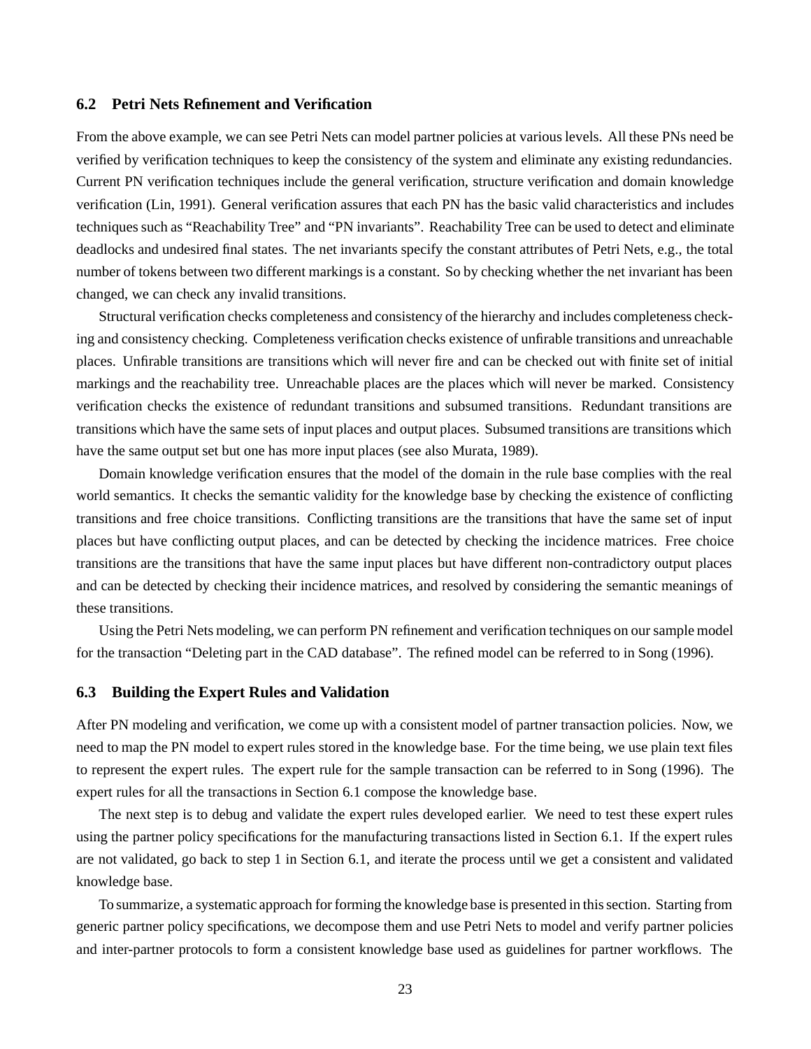## 6.2 Petri Nets Refinement and Verification

From the above example, we can see Petri Nets can model partner policies at various levels. All these PNs need be verified by verification techniques to keep the consistency of the system and eliminate any existing redundancies. Current PN verification techniques include the general verification, structure verification and domain knowledge verification (Lin, 1991). General verification assures that each PN has the basic valid characteristics and includes techniques such as "Reachability Tree" and "PN invariants". Reachability Tree can be used to detect and eliminate deadlocks and undesired final states. The net invariants specify the constant attributes of Petri Nets, e.g., the total number of tokens between two different markings is a constant. So by checking whether the net invariant has been changed, we can check any invalid transitions.

Structural verification checks completeness and consistency of the hierarchy and includes completeness checking and consistency checking. Completeness verification checks existence of unfirable transitions and unreachable places. Unfirable transitions are transitions which will never fire and can be checked out with finite set of initial markings and the reachability tree. Unreachable places are the places which will never be marked. Consistency verification checks the existence of redundant transitions and subsumed transitions. Redundant transitions are transitions which have the same sets of input places and output places. Subsumed transitions are transitions which have the same output set but one has more input places (see also Murata, 1989).

Domain knowledge verification ensures that the model of the domain in the rule base complies with the real world semantics. It checks the semantic validity for the knowledge base by checking the existence of conflicting transitions and free choice transitions. Conflicting transitions are the transitions that have the same set of input places but have conflicting output places, and can be detected by checking the incidence matrices. Free choice transitions are the transitions that have the same input places but have different non-contradictory output places and can be detected by checking their incidence matrices, and resolved by considering the semantic meanings of these transitions.

Using the Petri Nets modeling, we can perform PN refinement and verification techniques on our sample model for the transaction "Deleting part in the CAD database". The refined model can be referred to in Song (1996).

## 6.3 Building the Expert Rules and Validation

After PN modeling and verification, we come up with a consistent model of partner transaction policies. Now, we need to map the PN model to expert rules stored in the knowledge base. For the time being, we use plain text files to represent the expert rules. The expert rule for the sample transaction can be referred to in Song (1996). The expert rules for all the transactions in Section 6.1 compose the knowledge base.

The next step is to debug and validate the expert rules developed earlier. We need to test these expert rules using the partner policy specifications for the manufacturing transactions listed in Section 6.1. If the expert rules are not validated, go back to step 1 in Section 6.1, and iterate the process until we get a consistent and validated knowledge base.

To summarize, a systematic approach for forming the knowledge base is presented in this section. Starting from generic partner policy specifications, we decompose them and use Petri Nets to model and verify partner policies and inter-partner protocols to form a consistent knowledge base used as guidelines for partner workflows. The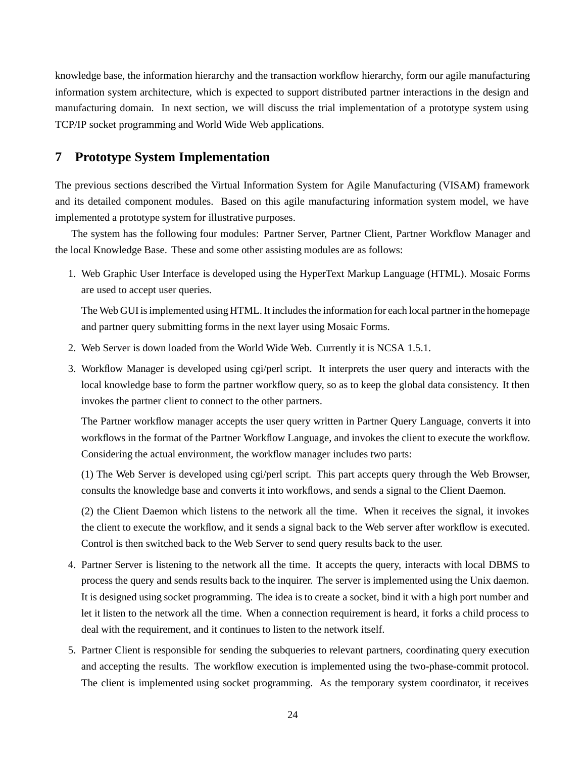knowledge base, the information hierarchy and the transaction workflow hierarchy, form our agile manufacturing information system architecture, which is expected to support distributed partner interactions in the design and manufacturing domain. In next section, we will discuss the trial implementation of a prototype system using TCP/IP socket programming and World Wide Web applications.

## 7 Prototype System Implementation

The previous sections described the Virtual Information System for Agile Manufacturing (VISAM) framework and its detailed component modules. Based on this agile manufacturing information system model, we have implemented a prototype system for illustrative purposes.

The system has the following four modules: Partner Server, Partner Client, Partner Workflow Manager and the local Knowledge Base. These and some other assisting modules are as follows:

1. Web Graphic User Interface is developed using the HyperText Markup Language (HTML). Mosaic Forms are used to accept user queries.

   The Web GUI is implemented using HTML. It includes the information for each local partner in the homepage and partner query submitting forms in the next layer using Mosaic Forms.

2. Web Server is down loaded from the World Wide Web. Currently it is NCSA 1.5.1.

3. Workflow Manager is developed using cgi/perl script. It interprets the user query and interacts with the local knowledge base to form the partner workflow query, so as to keep the global data consistency. It then invokes the partner client to connect to the other partners.

   The Partner workflow manager accepts the user query written in Partner Query Language, converts it into workflows in the format of the Partner Workflow Language, and invokes the client to execute the workflow. Considering the actual environment, the workflow manager includes two parts:

   (1) The Web Server is developed using cgi/perl script. This part accepts query through the Web Browser, consults the knowledge base and converts it into workflows, and sends a signal to the Client Daemon.

   (2) the Client Daemon which listens to the network all the time. When it receives the signal, it invokes the client to execute the workflow, and it sends a signal back to the Web server after workflow is executed. Control is then switched back to the Web Server to send query results back to the user.

4. Partner Server is listening to the network all the time. It accepts the query, interacts with local DBMS to process the query and sends results back to the inquirer. The server is implemented using the Unix daemon. It is designed using socket programming. The idea is to create a socket, bind it with a high port number and let it listen to the network all the time. When a connection requirement is heard, it forks a child process to deal with the requirement, and it continues to listen to the network itself.

5. Partner Client is responsible for sending the subqueries to relevant partners, coordinating query execution and accepting the results. The workflow execution is implemented using the two-phase-commit protocol. The client is implemented using socket programming. As the temporary system coordinator, it receives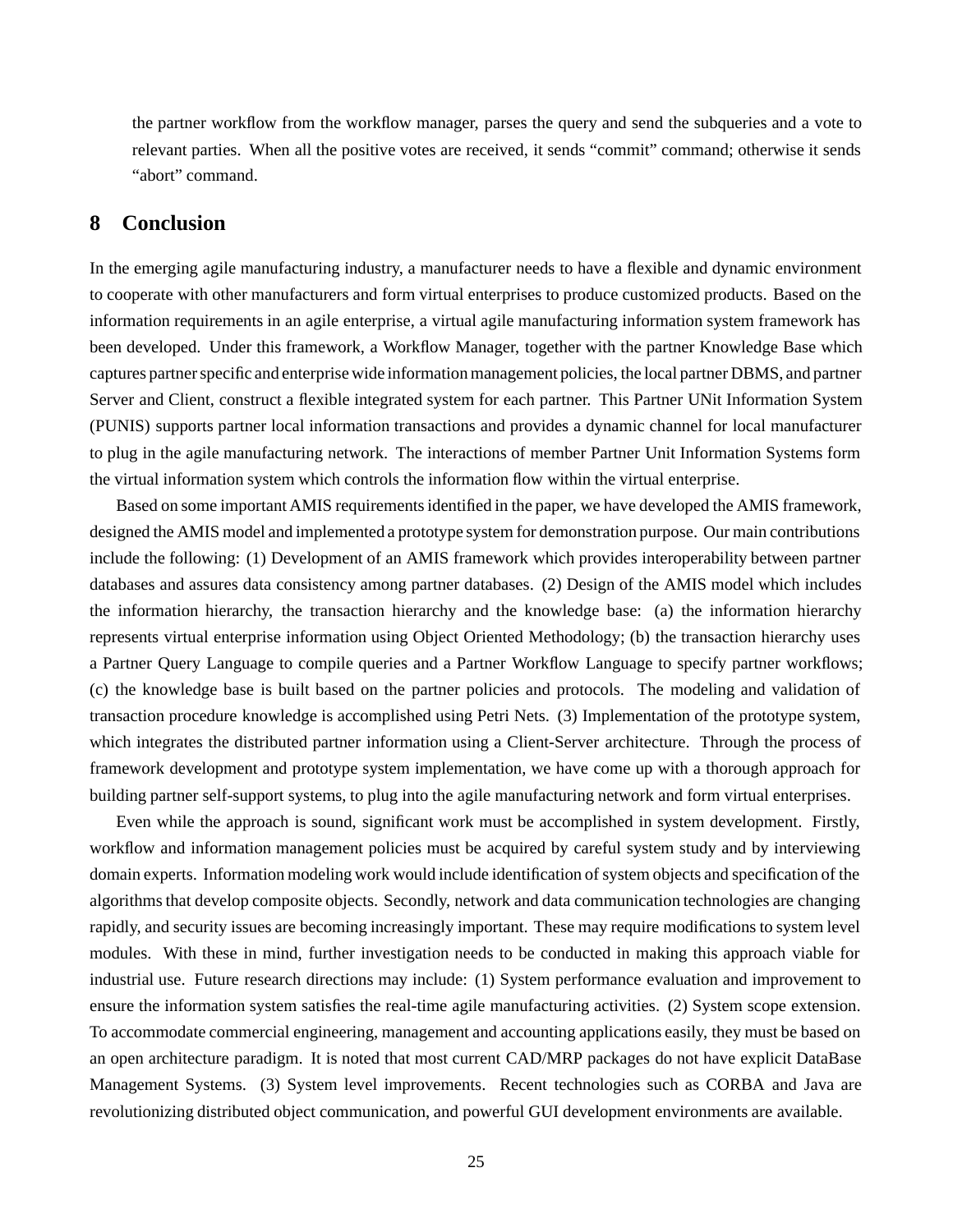the partner workflow from the workflow manager, parses the query and send the subqueries and a vote to relevant parties. When all the positive votes are received, it sends "commit" command; otherwise it sends "abort" command.

## 8 Conclusion

In the emerging agile manufacturing industry, a manufacturer needs to have a flexible and dynamic environment to cooperate with other manufacturers and form virtual enterprises to produce customized products. Based on the information requirements in an agile enterprise, a virtual agile manufacturing information system framework has been developed. Under this framework, a Workflow Manager, together with the partner Knowledge Base which captures partner specific and enterprise wide information management policies, the local partner DBMS, and partner Server and Client, construct a flexible integrated system for each partner. This Partner UNit Information System (PUNIS) supports partner local information transactions and provides a dynamic channel for local manufacturer to plug in the agile manufacturing network. The interactions of member Partner Unit Information Systems form the virtual information system which controls the information flow within the virtual enterprise.

Based on some important AMIS requirements identified in the paper, we have developed the AMIS framework, designed the AMIS model and implemented a prototype system for demonstration purpose. Our main contributions include the following: (1) Development of an AMIS framework which provides interoperability between partner databases and assures data consistency among partner databases. (2) Design of the AMIS model which includes the information hierarchy, the transaction hierarchy and the knowledge base: (a) the information hierarchy represents virtual enterprise information using Object Oriented Methodology; (b) the transaction hierarchy uses a Partner Query Language to compile queries and a Partner Workflow Language to specify partner workflows; (c) the knowledge base is built based on the partner policies and protocols. The modeling and validation of transaction procedure knowledge is accomplished using Petri Nets. (3) Implementation of the prototype system, which integrates the distributed partner information using a Client-Server architecture. Through the process of framework development and prototype system implementation, we have come up with a thorough approach for building partner self-support systems, to plug into the agile manufacturing network and form virtual enterprises.

Even while the approach is sound, significant work must be accomplished in system development. Firstly, workflow and information management policies must be acquired by careful system study and by interviewing domain experts. Information modeling work would include identification of system objects and specification of the algorithms that develop composite objects. Secondly, network and data communication technologies are changing rapidly, and security issues are becoming increasingly important. These may require modifications to system level modules. With these in mind, further investigation needs to be conducted in making this approach viable for industrial use. Future research directions may include: (1) System performance evaluation and improvement to ensure the information system satisfies the real-time agile manufacturing activities. (2) System scope extension. To accommodate commercial engineering, management and accounting applications easily, they must be based on an open architecture paradigm. It is noted that most current CAD/MRP packages do not have explicit DataBase Management Systems. (3) System level improvements. Recent technologies such as CORBA and Java are revolutionizing distributed object communication, and powerful GUI development environments are available.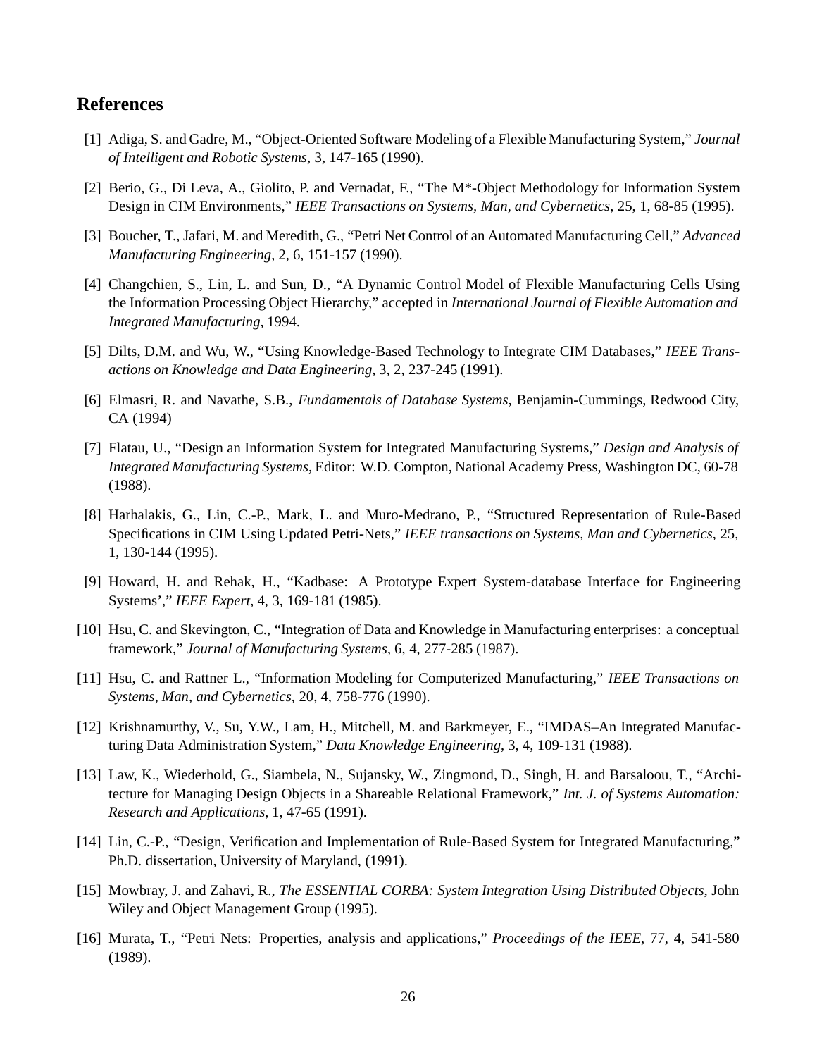## References

[1] Adiga, S. and Gadre, M., "Object-Oriented Software Modeling of a Flexible Manufacturing System," *Journal of Intelligent and Robotic Systems*, 3, 147-165 (1990).

[2] Berio, G., Di Leva, A., Giolito, P. and Vernadat, F., "The M*-Object Methodology for Information System Design in CIM Environments," *IEEE Transactions on Systems, Man, and Cybernetics*, 25, 1, 68-85 (1995).

[3] Boucher, T., Jafari, M. and Meredith, G., "Petri Net Control of an Automated Manufacturing Cell," *Advanced Manufacturing Engineering*, 2, 6, 151-157 (1990).

[4] Changchien, S., Lin, L. and Sun, D., "A Dynamic Control Model of Flexible Manufacturing Cells Using the Information Processing Object Hierarchy," accepted in *International Journal of Flexible Automation and Integrated Manufacturing*, 1994.

[5] Dilts, D.M. and Wu, W., "Using Knowledge-Based Technology to Integrate CIM Databases," *IEEE Transactions on Knowledge and Data Engineering*, 3, 2, 237-245 (1991).

[6] Elmasri, R. and Navathe, S.B., *Fundamentals of Database Systems*, Benjamin-Cummings, Redwood City, CA (1994)

[7] Flatau, U., "Design an Information System for Integrated Manufacturing Systems," *Design and Analysis of Integrated Manufacturing Systems*, Editor: W.D. Compton, National Academy Press, Washington DC, 60-78 (1988).

[8] Harhalakis, G., Lin, C.-P., Mark, L. and Muro-Medrano, P., "Structured Representation of Rule-Based Specifications in CIM Using Updated Petri-Nets," *IEEE transactions on Systems, Man and Cybernetics*, 25, 1, 130-144 (1995).

[9] Howard, H. and Rehak, H., "Kadbase: A Prototype Expert System-database Interface for Engineering Systems'," *IEEE Expert*, 4, 3, 169-181 (1985).

[10] Hsu, C. and Skevington, C., "Integration of Data and Knowledge in Manufacturing enterprises: a conceptual framework," *Journal of Manufacturing Systems*, 6, 4, 277-285 (1987).

[11] Hsu, C. and Rattner L., "Information Modeling for Computerized Manufacturing," *IEEE Transactions on Systems, Man, and Cybernetics*, 20, 4, 758-776 (1990).

[12] Krishnamurthy, V., Su, Y.W., Lam, H., Mitchell, M. and Barkmeyer, E., "IMDAS–An Integrated Manufacturing Data Administration System," *Data Knowledge Engineering*, 3, 4, 109-131 (1988).

[13] Law, K., Wiederhold, G., Siambela, N., Sujansky, W., Zingmond, D., Singh, H. and Barsaloou, T., "Architecture for Managing Design Objects in a Shareable Relational Framework," *Int. J. of Systems Automation: Research and Applications*, 1, 47-65 (1991).

[14] Lin, C.-P., "Design, Verification and Implementation of Rule-Based System for Integrated Manufacturing," Ph.D. dissertation, University of Maryland, (1991).

[15] Mowbray, J. and Zahavi, R., *The ESSENTIAL CORBA: System Integration Using Distributed Objects*, John Wiley and Object Management Group (1995).

[16] Murata, T., "Petri Nets: Properties, analysis and applications," *Proceedings of the IEEE*, 77, 4, 541-580 (1989).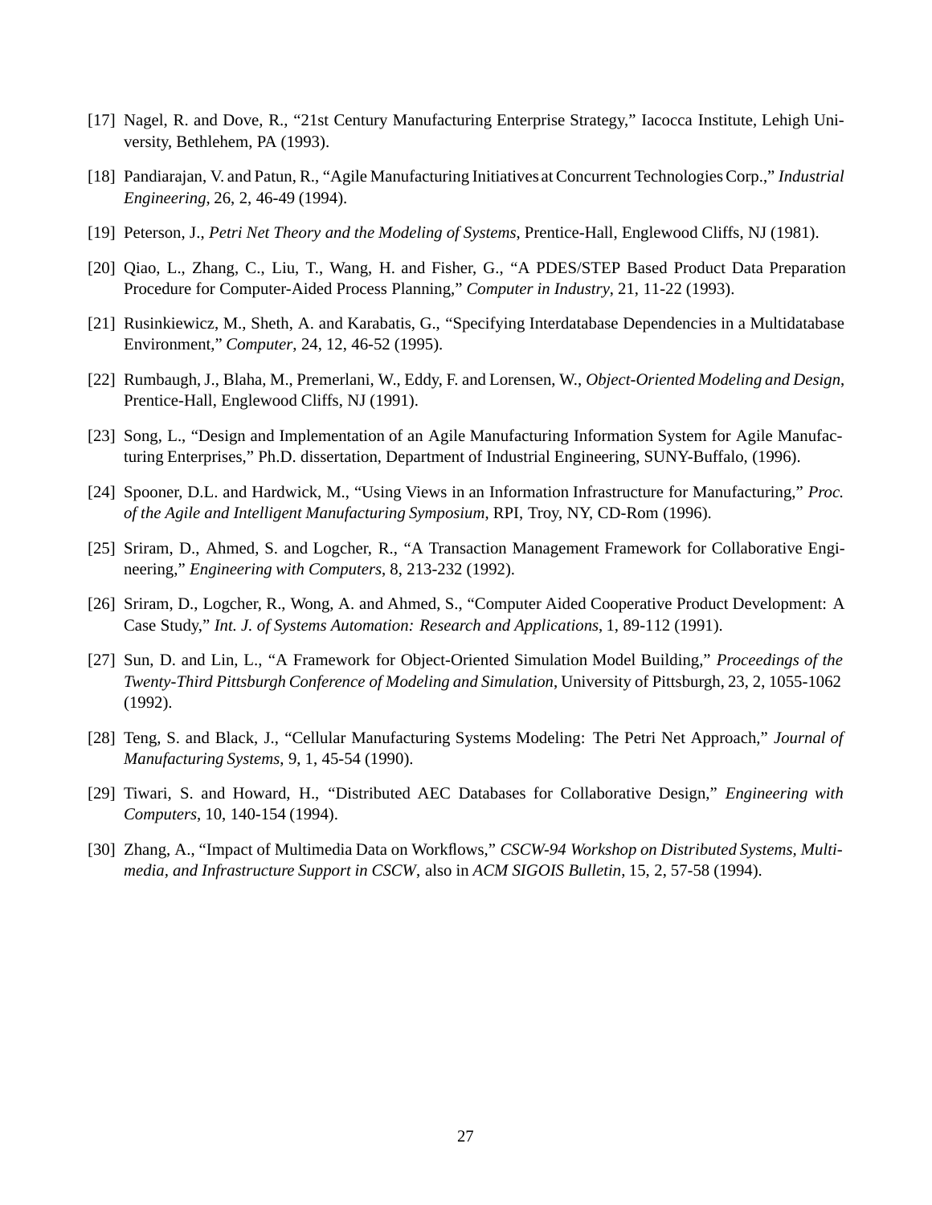[17] Nagel, R. and Dove, R., "21st Century Manufacturing Enterprise Strategy," Iacocca Institute, Lehigh University, Bethlehem, PA (1993).

[18] Pandiarajan, V. and Patun, R., "Agile Manufacturing Initiatives at Concurrent Technologies Corp.," *Industrial Engineering*, 26, 2, 46-49 (1994).

[19] Peterson, J., *Petri Net Theory and the Modeling of Systems*, Prentice-Hall, Englewood Cliffs, NJ (1981).

[20] Qiao, L., Zhang, C., Liu, T., Wang, H. and Fisher, G., "A PDES/STEP Based Product Data Preparation Procedure for Computer-Aided Process Planning," *Computer in Industry*, 21, 11-22 (1993).

[21] Rusinkiewicz, M., Sheth, A. and Karabatis, G., "Specifying Interdatabase Dependencies in a Multidatabase Environment," *Computer*, 24, 12, 46-52 (1995).

[22] Rumbaugh, J., Blaha, M., Premerlani, W., Eddy, F. and Lorensen, W., *Object-Oriented Modeling and Design*, Prentice-Hall, Englewood Cliffs, NJ (1991).

[23] Song, L., "Design and Implementation of an Agile Manufacturing Information System for Agile Manufacturing Enterprises," Ph.D. dissertation, Department of Industrial Engineering, SUNY-Buffalo, (1996).

[24] Spooner, D.L. and Hardwick, M., "Using Views in an Information Infrastructure for Manufacturing," *Proc. of the Agile and Intelligent Manufacturing Symposium*, RPI, Troy, NY, CD-Rom (1996).

[25] Sriram, D., Ahmed, S. and Logcher, R., "A Transaction Management Framework for Collaborative Engineering," *Engineering with Computers*, 8, 213-232 (1992).

[26] Sriram, D., Logcher, R., Wong, A. and Ahmed, S., "Computer Aided Cooperative Product Development: A Case Study," *Int. J. of Systems Automation: Research and Applications*, 1, 89-112 (1991).

[27] Sun, D. and Lin, L., "A Framework for Object-Oriented Simulation Model Building," *Proceedings of the Twenty-Third Pittsburgh Conference of Modeling and Simulation*, University of Pittsburgh, 23, 2, 1055-1062 (1992).

[28] Teng, S. and Black, J., "Cellular Manufacturing Systems Modeling: The Petri Net Approach," *Journal of Manufacturing Systems*, 9, 1, 45-54 (1990).

[29] Tiwari, S. and Howard, H., "Distributed AEC Databases for Collaborative Design," *Engineering with Computers*, 10, 140-154 (1994).

[30] Zhang, A., "Impact of Multimedia Data on Workflows," *CSCW-94 Workshop on Distributed Systems, Multimedia, and Infrastructure Support in CSCW*, also in *ACM SIGOIS Bulletin*, 15, 2, 57-58 (1994).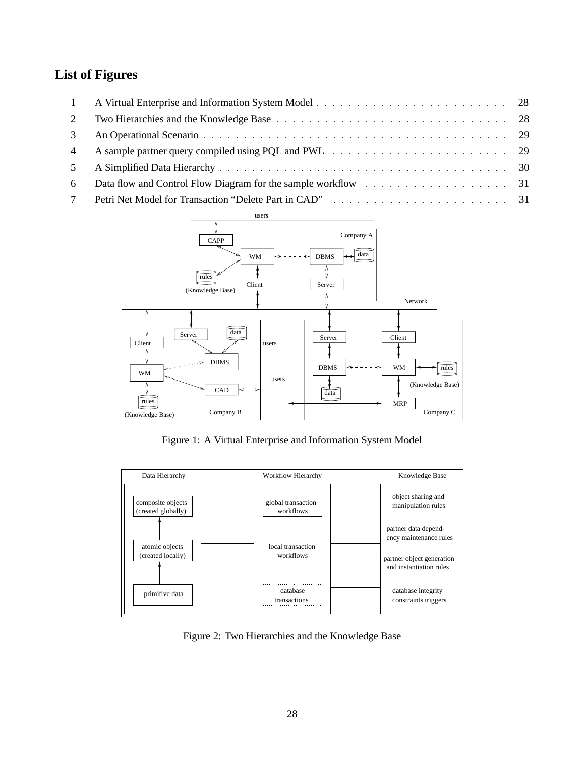## List of Figures

1. A Virtual Enterprise and Information System Model . . . . . . . . . . . . . . . . . . . . . . . . 28
2. Two Hierarchies and the Knowledge Base . . . . . . . . . . . . . . . . . . . . . . . . . . . . . 28
3. An Operational Scenario . . . . . . . . . . . . . . . . . . . . . . . . . . . . . . . . . . . . . . . 29
4. A sample partner query compiled using PQL and PWL . . . . . . . . . . . . . . . . . . . . . . 29
5. A Simplified Data Hierarchy . . . . . . . . . . . . . . . . . . . . . . . . . . . . . . . . . . . . 30
6. Data flow and Control Flow Diagram for the sample workflow . . . . . . . . . . . . . . . . . . 31
7. Petri Net Model for Transaction "Delete Part in CAD" . . . . . . . . . . . . . . . . . . . . . . 31

Figure 1: A Virtual Enterprise and Information System Model

Figure 2: Two Hierarchies and the Knowledge Base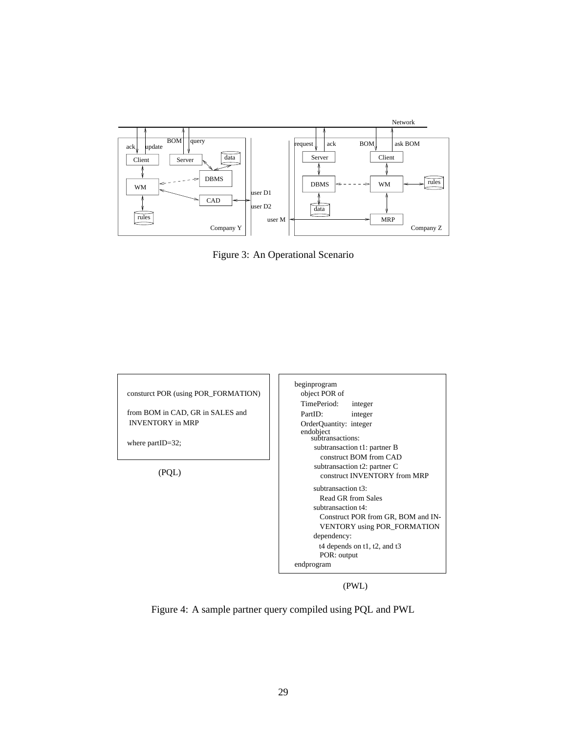Figure 3: An Operational Scenario

```
consturct POR (using POR_FORMATION)

from BOM in CAD, GR in SALES and
 INVENTORY in MRP

where partID=32;
```

(PQL)

```
beginprogram
  object POR of
   TimePeriod:     integer
   PartID:         integer
   OrderQuantity:  integer
  endobject
    subtransactions:
     subtransaction t1: partner B
       construct BOM from CAD
     subtransaction t2: partner C
       construct INVENTORY from MRP
     subtransaction t3:
       Read GR from Sales
     subtransaction t4:
       Construct POR from GR, BOM and IN-
       VENTORY using POR_FORMATION
     dependency:
       t4 depends on t1, t2, and t3
       POR: output
endprogram
```

(PWL)

Figure 4: A sample partner query compiled using PQL and PWL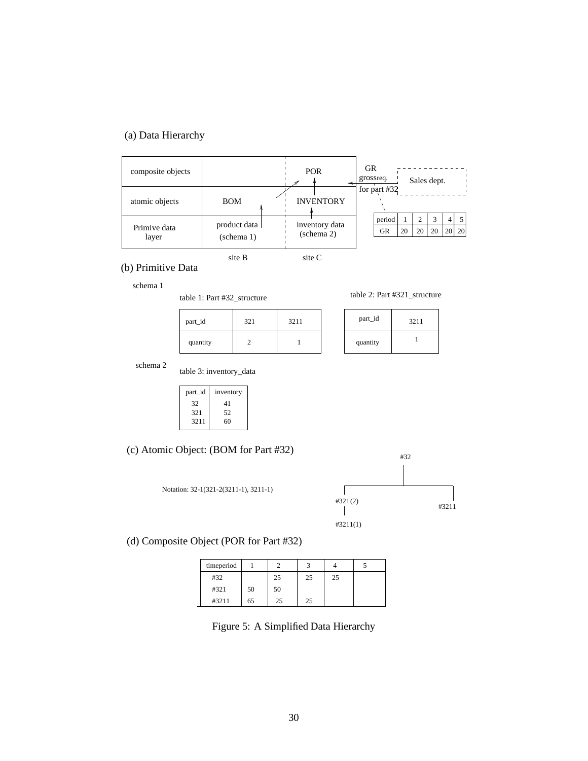(a) Data Hierarchy

| | site B | site C |
|---|---|---|
| composite objects | | POR |
| atomic objects | BOM | INVENTORY |
| Primive data layer | product data (schema 1) | inventory data (schema 2) |

GR grossreq. for part #32 ← Sales dept.

| period | 1 | 2 | 3 | 4 | 5 |
|---|---|---|---|---|---|
| GR | 20 | 20 | 20 | 20 | 20 |

(b) Primitive Data

schema 1

table 1: Part #32_structure

| part_id | 321 | 3211 |
|---|---|---|
| quantity | 2 | 1 |

table 2: Part #321_structure

| part_id | 3211 |
|---|---|
| quantity | 1 |

schema 2

table 3: inventory_data

| part_id | inventory |
|---|---|
| 32 | 41 |
| 321 | 52 |
| 3211 | 60 |

(c) Atomic Object: (BOM for Part #32)

Notation: 32-1(321-2(3211-1), 3211-1)

#32
- #321(2)
  - #3211(1)
- #3211

(d) Composite Object (POR for Part #32)

| timeperiod | 1 | 2 | 3 | 4 | 5 |
|---|---|---|---|---|---|
| #32 | | 25 | 25 | 25 | |
| #321 | 50 | 50 | | | |
| #3211 | 65 | 25 | 25 | | |

Figure 5: A Simplified Data Hierarchy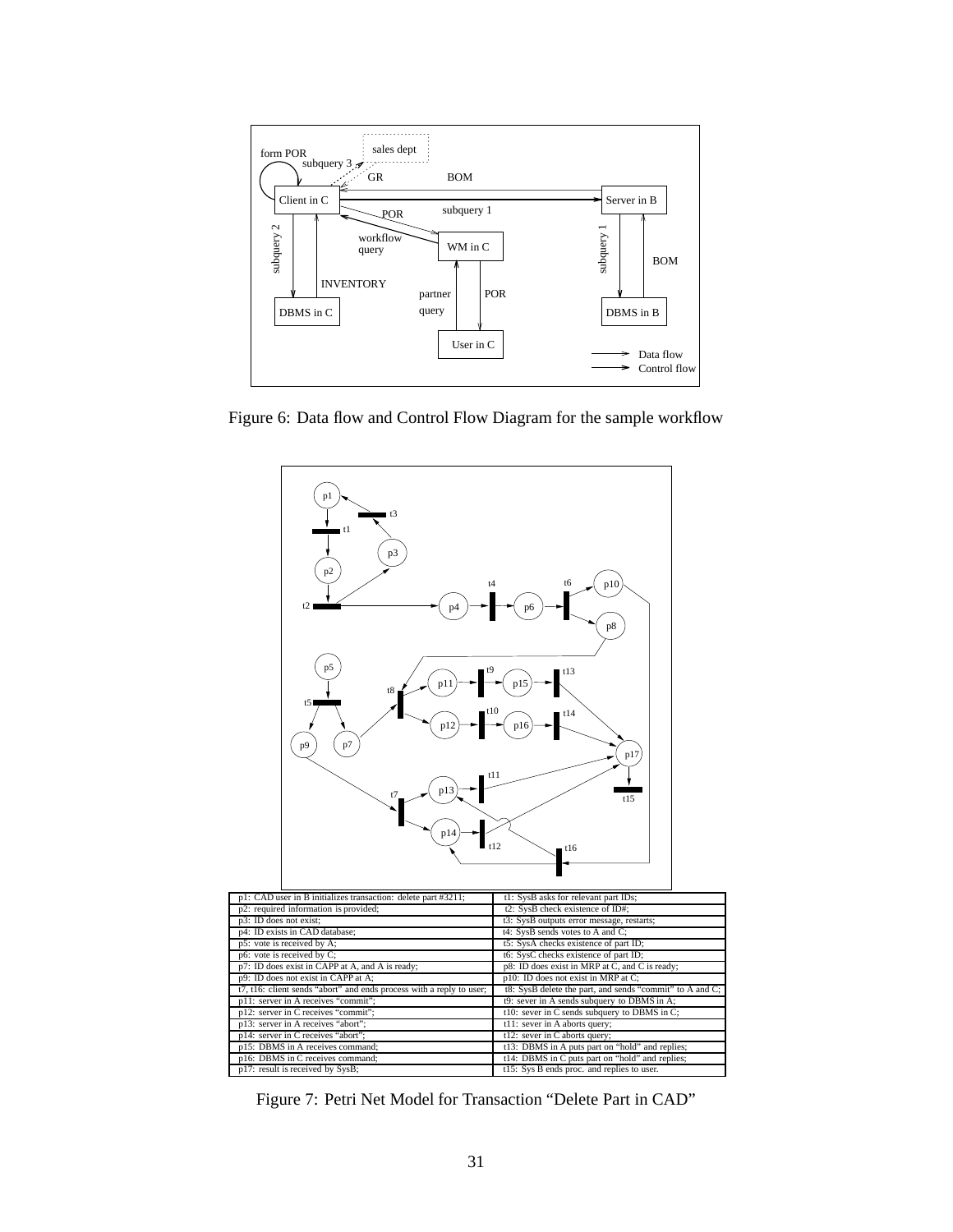form POR

subquery 3

sales dept

GR

BOM

Client in C

Server in B

POR

subquery 1

workflow

query

WM in C

subquery 2

subquery 1

BOM

INVENTORY

partner

query

POR

DBMS in C

DBMS in B

User in C

Data flow

Control flow

Figure 6: Data flow and Control Flow Diagram for the sample workflow

| | |
|---|---|
| p1: CAD user in B initializes transaction: delete part #3211; | t1: SysB asks for relevant part IDs; |
| p2: required information is provided; | t2: SysB check existence of ID#; |
| p3: ID does not exist; | t3: SysB outputs error message, restarts; |
| p4: ID exists in CAD database; | t4: SysB sends votes to A and C; |
| p5: vote is received by A; | t5: SysA checks existence of part ID; |
| p6: vote is received by C; | t6: SysC checks existence of part ID; |
| p7: ID does exist in CAPP at A, and A is ready; | p8: ID does exist in MRP at C, and C is ready; |
| p9: ID does not exist in CAPP at A; | p10: ID does not exist in MRP at C; |
| t7, t16: client sends "abort" and ends process with a reply to user; | t8: SysB delete the part, and sends "commit" to A and C; |
| p11: server in A receives "commit"; | t9: sever in A sends subquery to DBMS in A; |
| p12: server in C receives "commit"; | t10: sever in C sends subquery to DBMS in C; |
| p13: server in A receives "abort"; | t11: sever in A aborts query; |
| p14: server in C receives "abort"; | t12: sever in C aborts query; |
| p15: DBMS in A receives command; | t13: DBMS in A puts part on "hold" and replies; |
| p16: DBMS in C receives command; | t14: DBMS in C puts part on "hold" and replies; |
| p17: result is received by SysB; | t15: Sys B ends proc. and replies to user. |

Figure 7: Petri Net Model for Transaction "Delete Part in CAD"